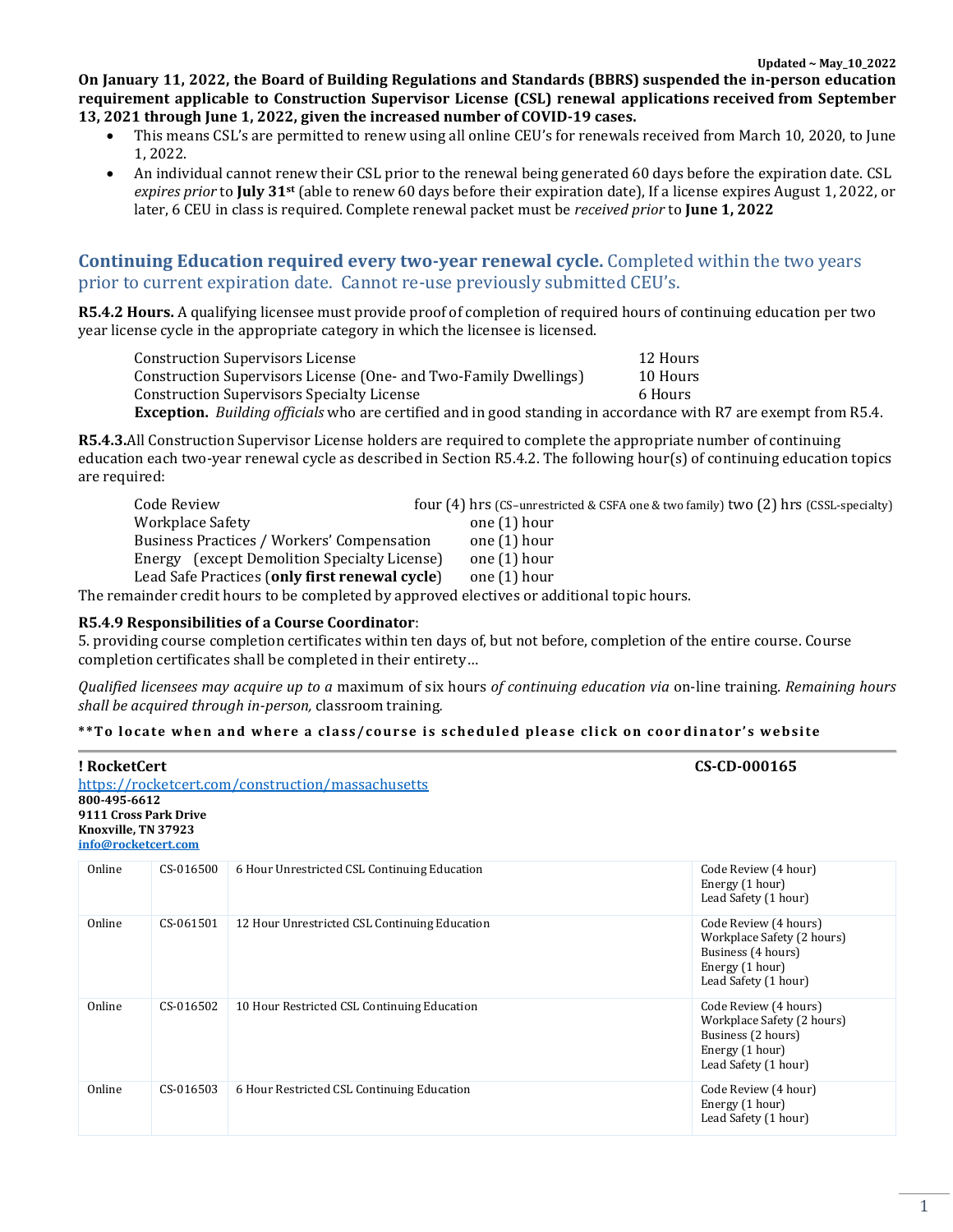Updated ~ May_10_2022

**On January 11, 2022, the Board of Building Regulations and Standards (BBRS) suspended the in-person education requirement applicable to Construction Supervisor License (CSL) renewal applications received from September 13, 2021 through June 1, 2022, given the increased number of COVID-19 cases.**

- This means CSL's are permitted to renew using all online CEU's for renewals received from March 10, 2020, to June 1, 2022.
- An individual cannot renew their CSL prior to the renewal being generated 60 days before the expiration date. CSL *expires prior* to **July 31st** (able to renew 60 days before their expiration date), If a license expires August 1, 2022, or later, 6 CEU in class is required. Complete renewal packet must be *received prior* to **June 1, 2022**

## **Continuing Education required every two-year renewal cycle.** Completed within the two years prior to current expiration date. Cannot re-use previously submitted CEU's.

**R5.4.2 Hours.** A qualifying licensee must provide proof of completion of required hours of continuing education per two year license cycle in the appropriate category in which the licensee is licensed.

| | |
|---|---|
| Construction Supervisors License | 12 Hours |
| Construction Supervisors License (One- and Two-Family Dwellings) | 10 Hours |
| Construction Supervisors Specialty License | 6 Hours |

**Exception.** *Building officials* who are certified and in good standing in accordance with R7 are exempt from R5.4.

**R5.4.3.** All Construction Supervisor License holders are required to complete the appropriate number of continuing education each two-year renewal cycle as described in Section R5.4.2. The following hour(s) of continuing education topics are required:

| | |
|---|---|
| Code Review | four (4) hrs (CS–unrestricted & CSFA one & two family) two (2) hrs (CSSL-specialty) |
| Workplace Safety | one (1) hour |
| Business Practices / Workers' Compensation | one (1) hour |
| Energy (except Demolition Specialty License) | one (1) hour |
| Lead Safe Practices (**only first renewal cycle**) | one (1) hour |

The remainder credit hours to be completed by approved electives or additional topic hours.

**R5.4.9 Responsibilities of a Course Coordinator**:

5. providing course completion certificates within ten days of, but not before, completion of the entire course. Course completion certificates shall be completed in their entirety…

*Qualified licensees may acquire up to a* maximum of six hours *of continuing education via* on-line training. *Remaining hours shall be acquired through in-person,* classroom training.

**\*\*To locate when and where a class/course is scheduled please click on coordinator's website**

**! RocketCert** **CS-CD-000165**

https://rocketcert.com/construction/massachusetts
**800-495-6612**
**9111 Cross Park Drive**
**Knoxville, TN 37923**
**info@rocketcert.com**

| | | | |
|---|---|---|---|
| Online | CS-016500 | 6 Hour Unrestricted CSL Continuing Education | Code Review (4 hour)<br>Energy (1 hour)<br>Lead Safety (1 hour) |
| Online | CS-061501 | 12 Hour Unrestricted CSL Continuing Education | Code Review (4 hours)<br>Workplace Safety (2 hours)<br>Business (4 hours)<br>Energy (1 hour)<br>Lead Safety (1 hour) |
| Online | CS-016502 | 10 Hour Restricted CSL Continuing Education | Code Review (4 hours)<br>Workplace Safety (2 hours)<br>Business (2 hours)<br>Energy (1 hour)<br>Lead Safety (1 hour) |
| Online | CS-016503 | 6 Hour Restricted CSL Continuing Education | Code Review (4 hour)<br>Energy (1 hour)<br>Lead Safety (1 hour) |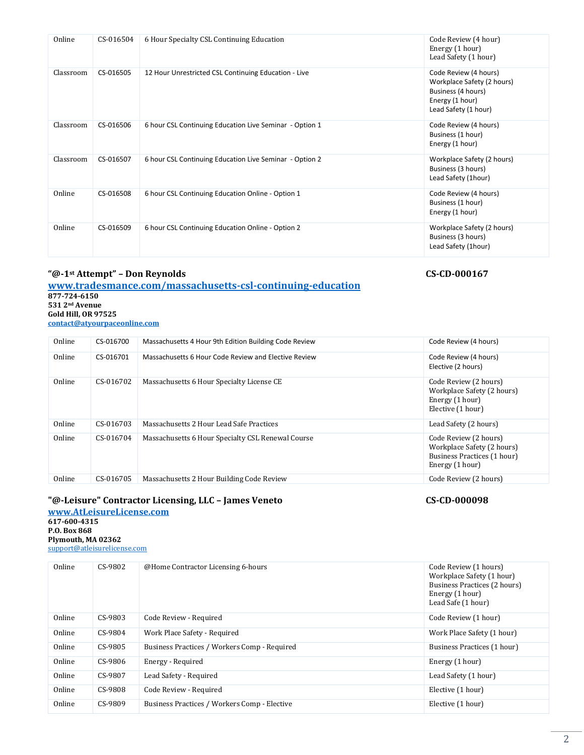| | | | |
|---|---|---|---|
| Online | CS-016504 | 6 Hour Specialty CSL Continuing Education | Code Review (4 hour)<br>Energy (1 hour)<br>Lead Safety (1 hour) |
| Classroom | CS-016505 | 12 Hour Unrestricted CSL Continuing Education - Live | Code Review (4 hours)<br>Workplace Safety (2 hours)<br>Business (4 hours)<br>Energy (1 hour)<br>Lead Safety (1 hour) |
| Classroom | CS-016506 | 6 hour CSL Continuing Education Live Seminar - Option 1 | Code Review (4 hours)<br>Business (1 hour)<br>Energy (1 hour) |
| Classroom | CS-016507 | 6 hour CSL Continuing Education Live Seminar - Option 2 | Workplace Safety (2 hours)<br>Business (3 hours)<br>Lead Safety (1hour) |
| Online | CS-016508 | 6 hour CSL Continuing Education Online - Option 1 | Code Review (4 hours)<br>Business (1 hour)<br>Energy (1 hour) |
| Online | CS-016509 | 6 hour CSL Continuing Education Online - Option 2 | Workplace Safety (2 hours)<br>Business (3 hours)<br>Lead Safety (1hour) |

### "@-1st Attempt" – Don Reynolds — CS-CD-000167

**[www.tradesmance.com/massachusetts-csl-continuing-education](www.tradesmance.com/massachusetts-csl-continuing-education)**
**877-724-6150**
**531 2nd Avenue**
**Gold Hill, OR 97525**
**contact@atyourpaceonline.com**

| | | | |
|---|---|---|---|
| Online | CS-016700 | Massachusetts 4 Hour 9th Edition Building Code Review | Code Review (4 hours) |
| Online | CS-016701 | Massachusetts 6 Hour Code Review and Elective Review | Code Review (4 hours)<br>Elective (2 hours) |
| Online | CS-016702 | Massachusetts 6 Hour Specialty License CE | Code Review (2 hours)<br>Workplace Safety (2 hours)<br>Energy (1 hour)<br>Elective (1 hour) |
| Online | CS-016703 | Massachusetts 2 Hour Lead Safe Practices | Lead Safety (2 hours) |
| Online | CS-016704 | Massachusetts 6 Hour Specialty CSL Renewal Course | Code Review (2 hours)<br>Workplace Safety (2 hours)<br>Business Practices (1 hour)<br>Energy (1 hour) |
| Online | CS-016705 | Massachusetts 2 Hour Building Code Review | Code Review (2 hours) |

### "@-Leisure" Contractor Licensing, LLC – James Veneto — CS-CD-000098

**[www.AtLeisureLicense.com](www.AtLeisureLicense.com)**
**617-600-4315**
**P.O. Box 868**
**Plymouth, MA 02362**
support@atleisurelicense.com

| | | | |
|---|---|---|---|
| Online | CS-9802 | @Home Contractor Licensing 6-hours | Code Review (1 hours)<br>Workplace Safety (1 hour)<br>Business Practices (2 hours)<br>Energy (1 hour)<br>Lead Safe (1 hour) |
| Online | CS-9803 | Code Review - Required | Code Review (1 hour) |
| Online | CS-9804 | Work Place Safety - Required | Work Place Safety (1 hour) |
| Online | CS-9805 | Business Practices / Workers Comp - Required | Business Practices (1 hour) |
| Online | CS-9806 | Energy - Required | Energy (1 hour) |
| Online | CS-9807 | Lead Safety - Required | Lead Safety (1 hour) |
| Online | CS-9808 | Code Review - Required | Elective (1 hour) |
| Online | CS-9809 | Business Practices / Workers Comp - Elective | Elective (1 hour) |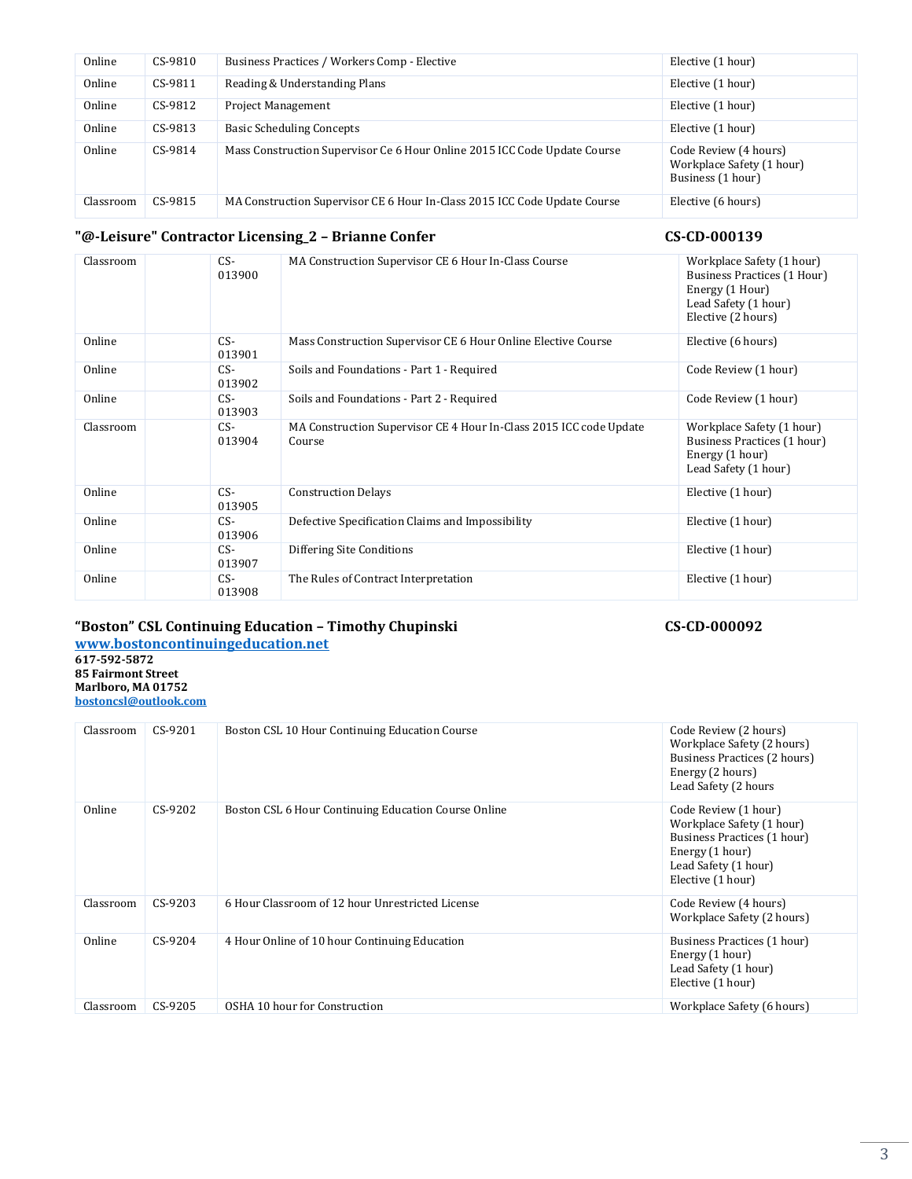| | | | |
|---|---|---|---|
| Online | CS-9810 | Business Practices / Workers Comp - Elective | Elective (1 hour) |
| Online | CS-9811 | Reading & Understanding Plans | Elective (1 hour) |
| Online | CS-9812 | Project Management | Elective (1 hour) |
| Online | CS-9813 | Basic Scheduling Concepts | Elective (1 hour) |
| Online | CS-9814 | Mass Construction Supervisor Ce 6 Hour Online 2015 ICC Code Update Course | Code Review (4 hours)<br>Workplace Safety (1 hour)<br>Business (1 hour) |
| Classroom | CS-9815 | MA Construction Supervisor CE 6 Hour In-Class 2015 ICC Code Update Course | Elective (6 hours) |

### "@-Leisure" Contractor Licensing_2 – Brianne Confer — CS-CD-000139

| | | | | |
|---|---|---|---|---|
| Classroom | | CS-013900 | MA Construction Supervisor CE 6 Hour In-Class Course | Workplace Safety (1 hour)<br>Business Practices (1 Hour)<br>Energy (1 Hour)<br>Lead Safety (1 hour)<br>Elective (2 hours) |
| Online | | CS-013901 | Mass Construction Supervisor CE 6 Hour Online Elective Course | Elective (6 hours) |
| Online | | CS-013902 | Soils and Foundations - Part 1 - Required | Code Review (1 hour) |
| Online | | CS-013903 | Soils and Foundations - Part 2 - Required | Code Review (1 hour) |
| Classroom | | CS-013904 | MA Construction Supervisor CE 4 Hour In-Class 2015 ICC code Update Course | Workplace Safety (1 hour)<br>Business Practices (1 hour)<br>Energy (1 hour)<br>Lead Safety (1 hour) |
| Online | | CS-013905 | Construction Delays | Elective (1 hour) |
| Online | | CS-013906 | Defective Specification Claims and Impossibility | Elective (1 hour) |
| Online | | CS-013907 | Differing Site Conditions | Elective (1 hour) |
| Online | | CS-013908 | The Rules of Contract Interpretation | Elective (1 hour) |

### "Boston" CSL Continuing Education – Timothy Chupinski — CS-CD-000092

**[www.bostoncontinuingeducation.net](http://www.bostoncontinuingeducation.net)**
**617-592-5872**
**85 Fairmont Street**
**Marlboro, MA 01752**
**[bostoncsl@outlook.com](mailto:bostoncsl@outlook.com)**

| | | | |
|---|---|---|---|
| Classroom | CS-9201 | Boston CSL 10 Hour Continuing Education Course | Code Review (2 hours)<br>Workplace Safety (2 hours)<br>Business Practices (2 hours)<br>Energy (2 hours)<br>Lead Safety (2 hours |
| Online | CS-9202 | Boston CSL 6 Hour Continuing Education Course Online | Code Review (1 hour)<br>Workplace Safety (1 hour)<br>Business Practices (1 hour)<br>Energy (1 hour)<br>Lead Safety (1 hour)<br>Elective (1 hour) |
| Classroom | CS-9203 | 6 Hour Classroom of 12 hour Unrestricted License | Code Review (4 hours)<br>Workplace Safety (2 hours) |
| Online | CS-9204 | 4 Hour Online of 10 hour Continuing Education | Business Practices (1 hour)<br>Energy (1 hour)<br>Lead Safety (1 hour)<br>Elective (1 hour) |
| Classroom | CS-9205 | OSHA 10 hour for Construction | Workplace Safety (6 hours) |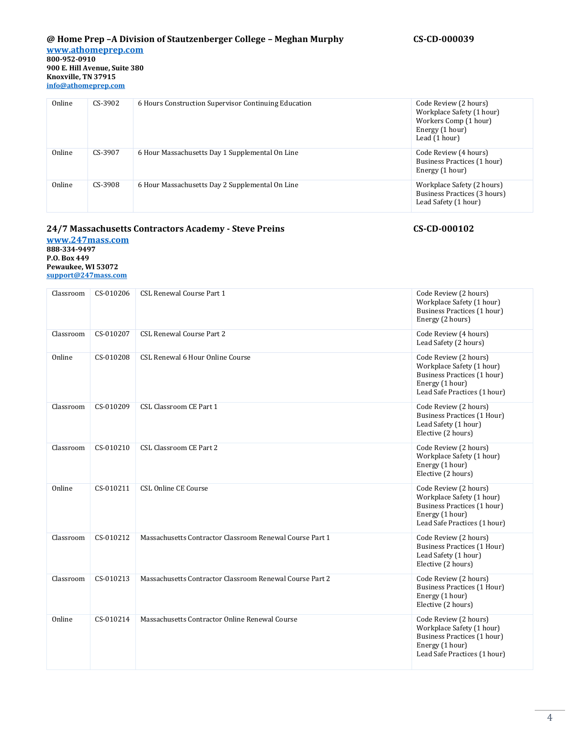**@ Home Prep –A Division of Stautzenberger College – Meghan Murphy** **CS-CD-000039**

**[www.athomeprep.com](http://www.athomeprep.com)**
**800-952-0910**
**900 E. Hill Avenue, Suite 380**
**Knoxville, TN 37915**
**[info@athomeprep.com](mailto:info@athomeprep.com)**

| | | | |
|---|---|---|---|
| Online | CS-3902 | 6 Hours Construction Supervisor Continuing Education | Code Review (2 hours)<br>Workplace Safety (1 hour)<br>Workers Comp (1 hour)<br>Energy (1 hour)<br>Lead (1 hour) |
| Online | CS-3907 | 6 Hour Massachusetts Day 1 Supplemental On Line | Code Review (4 hours)<br>Business Practices (1 hour)<br>Energy (1 hour) |
| Online | CS-3908 | 6 Hour Massachusetts Day 2 Supplemental On Line | Workplace Safety (2 hours)<br>Business Practices (3 hours)<br>Lead Safety (1 hour) |

**24/7 Massachusetts Contractors Academy - Steve Preins** **CS-CD-000102**

**[www.247mass.com](http://www.247mass.com)**
**888-334-9497**
**P.O. Box 449**
**Pewaukee, WI 53072**
**[support@247mass.com](mailto:support@247mass.com)**

| | | | |
|---|---|---|---|
| Classroom | CS-010206 | CSL Renewal Course Part 1 | Code Review (2 hours)<br>Workplace Safety (1 hour)<br>Business Practices (1 hour)<br>Energy (2 hours) |
| Classroom | CS-010207 | CSL Renewal Course Part 2 | Code Review (4 hours)<br>Lead Safety (2 hours) |
| Online | CS-010208 | CSL Renewal 6 Hour Online Course | Code Review (2 hours)<br>Workplace Safety (1 hour)<br>Business Practices (1 hour)<br>Energy (1 hour)<br>Lead Safe Practices (1 hour) |
| Classroom | CS-010209 | CSL Classroom CE Part 1 | Code Review (2 hours)<br>Business Practices (1 Hour)<br>Lead Safety (1 hour)<br>Elective (2 hours) |
| Classroom | CS-010210 | CSL Classroom CE Part 2 | Code Review (2 hours)<br>Workplace Safety (1 hour)<br>Energy (1 hour)<br>Elective (2 hours) |
| Online | CS-010211 | CSL Online CE Course | Code Review (2 hours)<br>Workplace Safety (1 hour)<br>Business Practices (1 hour)<br>Energy (1 hour)<br>Lead Safe Practices (1 hour) |
| Classroom | CS-010212 | Massachusetts Contractor Classroom Renewal Course Part 1 | Code Review (2 hours)<br>Business Practices (1 Hour)<br>Lead Safety (1 hour)<br>Elective (2 hours) |
| Classroom | CS-010213 | Massachusetts Contractor Classroom Renewal Course Part 2 | Code Review (2 hours)<br>Business Practices (1 Hour)<br>Energy (1 hour)<br>Elective (2 hours) |
| Online | CS-010214 | Massachusetts Contractor Online Renewal Course | Code Review (2 hours)<br>Workplace Safety (1 hour)<br>Business Practices (1 hour)<br>Energy (1 hour)<br>Lead Safe Practices (1 hour) |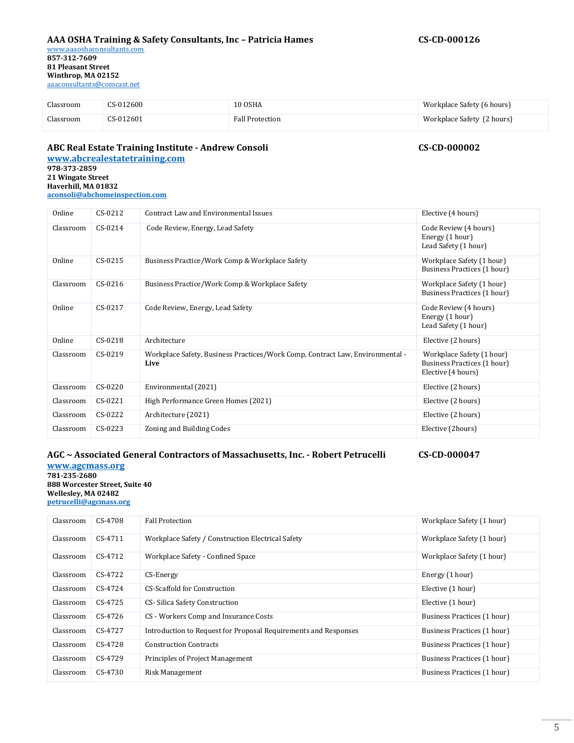**AAA OSHA Training & Safety Consultants, Inc – Patricia Hames** **CS-CD-000126**

www.aaaoshaconsultants.com
**857-312-7609**
**81 Pleasant Street**
**Winthrop, MA 02152**
aaaconsultants@comcast.net

| | | | |
|---|---|---|---|
| Classroom | CS-012600 | 10 OSHA | Workplace Safety (6 hours) |
| Classroom | CS-012601 | Fall Protection | Workplace Safety (2 hours) |

**ABC Real Estate Training Institute - Andrew Consoli** **CS-CD-000002**

**www.abcrealestatetraining.com**
**978-373-2859**
**21 Wingate Street**
**Haverhill, MA 01832**
**aconsoli@abchomeinspection.com**

| | | | |
|---|---|---|---|
| Online | CS-0212 | Contract Law and Environmental Issues | Elective (4 hours) |
| Classroom | CS-0214 | Code Review, Energy, Lead Safety | Code Review (4 hours)<br>Energy (1 hour)<br>Lead Safety (1 hour) |
| Online | CS-0215 | Business Practice/Work Comp & Workplace Safety | Workplace Safety (1 hour)<br>Business Practices (1 hour) |
| Classroom | CS-0216 | Business Practice/Work Comp & Workplace Safety | Workplace Safety (1 hour)<br>Business Practices (1 hour) |
| Online | CS-0217 | Code Review, Energy, Lead Safety | Code Review (4 hours)<br>Energy (1 hour)<br>Lead Safety (1 hour) |
| Online | CS-0218 | Architecture | Elective (2 hours) |
| Classroom | CS-0219 | Workplace Safety, Business Practices/Work Comp, Contract Law, Environmental - **Live** | Workplace Safety (1 hour)<br>Business Practices (1 hour)<br>Elective (4 hours) |
| Classroom | CS-0220 | Environmental (2021) | Elective (2 hours) |
| Classroom | CS-0221 | High Performance Green Homes (2021) | Elective (2 hours) |
| Classroom | CS-0222 | Architecture (2021) | Elective (2 hours) |
| Classroom | CS-0223 | Zoning and Building Codes | Elective (2hours) |

**AGC ~ Associated General Contractors of Massachusetts, Inc. - Robert Petrucelli** **CS-CD-000047**

**www.agcmass.org**
**781-235-2680**
**888 Worcester Street, Suite 40**
**Wellesley, MA 02482**
**petrucelli@agcmass.org**

| | | | |
|---|---|---|---|
| Classroom | CS-4708 | Fall Protection | Workplace Safety (1 hour) |
| Classroom | CS-4711 | Workplace Safety / Construction Electrical Safety | Workplace Safety (1 hour) |
| Classroom | CS-4712 | Workplace Safety - Confined Space | Workplace Safety (1 hour) |
| Classroom | CS-4722 | CS-Energy | Energy (1 hour) |
| Classroom | CS-4724 | CS-Scaffold for Construction | Elective (1 hour) |
| Classroom | CS-4725 | CS- Silica Safety Construction | Elective (1 hour) |
| Classroom | CS-4726 | CS - Workers Comp and Insurance Costs | Business Practices (1 hour) |
| Classroom | CS-4727 | Introduction to Request for Proposal Requirements and Responses | Business Practices (1 hour) |
| Classroom | CS-4728 | Construction Contracts | Business Practices (1 hour) |
| Classroom | CS-4729 | Principles of Project Management | Business Practices (1 hour) |
| Classroom | CS-4730 | Risk Management | Business Practices (1 hour) |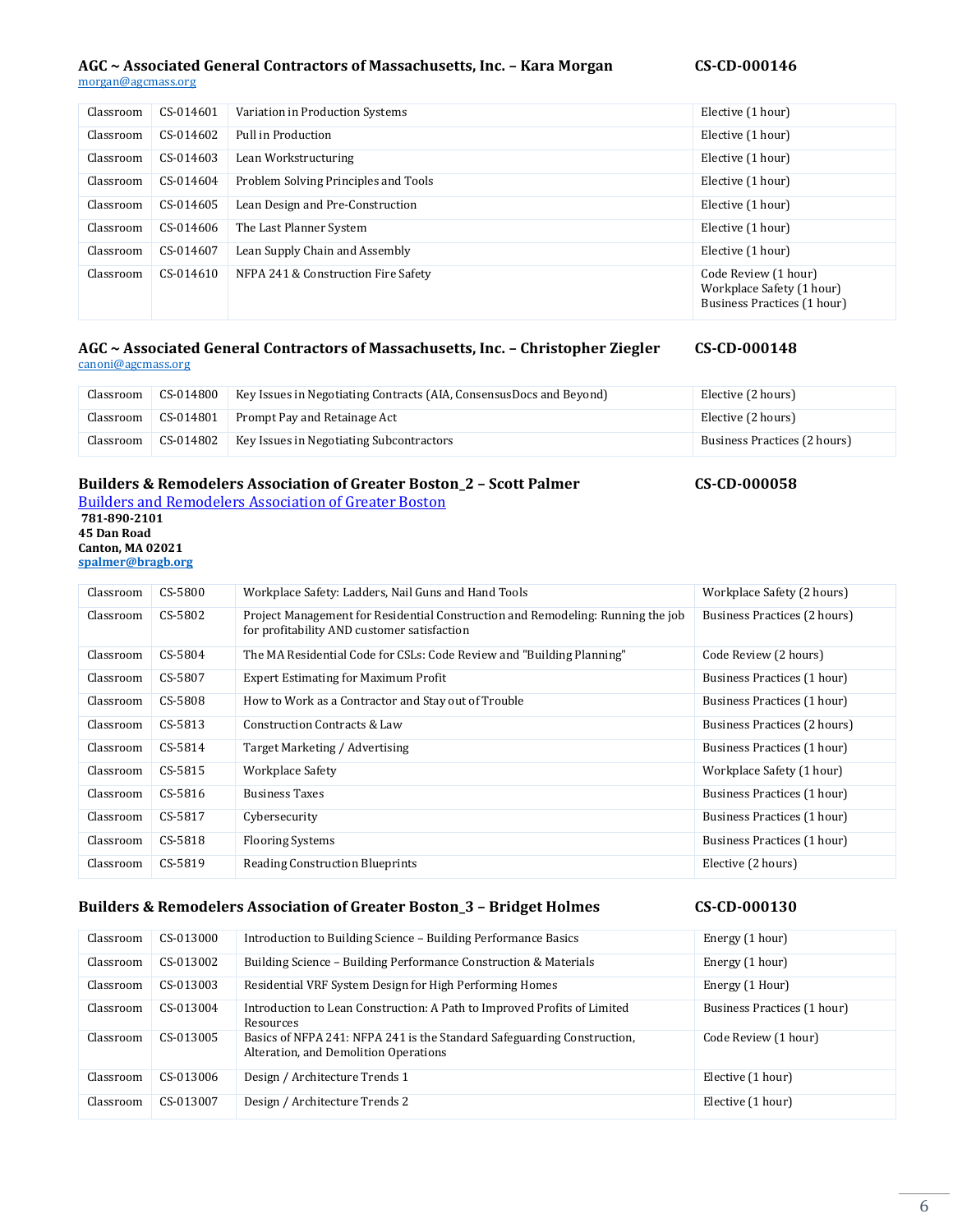### AGC ~ Associated General Contractors of Massachusetts, Inc. – Kara Morgan CS-CD-000146

morgan@agcmass.org

| Classroom | CS-014601 | Variation in Production Systems | Elective (1 hour) |
|---|---|---|---|
| Classroom | CS-014602 | Pull in Production | Elective (1 hour) |
| Classroom | CS-014603 | Lean Workstructuring | Elective (1 hour) |
| Classroom | CS-014604 | Problem Solving Principles and Tools | Elective (1 hour) |
| Classroom | CS-014605 | Lean Design and Pre-Construction | Elective (1 hour) |
| Classroom | CS-014606 | The Last Planner System | Elective (1 hour) |
| Classroom | CS-014607 | Lean Supply Chain and Assembly | Elective (1 hour) |
| Classroom | CS-014610 | NFPA 241 & Construction Fire Safety | Code Review (1 hour)<br>Workplace Safety (1 hour)<br>Business Practices (1 hour) |

### AGC ~ Associated General Contractors of Massachusetts, Inc. – Christopher Ziegler CS-CD-000148

canoni@agcmass.org

| Classroom | CS-014800 | Key Issues in Negotiating Contracts (AIA, ConsensusDocs and Beyond) | Elective (2 hours) |
|---|---|---|---|
| Classroom | CS-014801 | Prompt Pay and Retainage Act | Elective (2 hours) |
| Classroom | CS-014802 | Key Issues in Negotiating Subcontractors | Business Practices (2 hours) |

### Builders & Remodelers Association of Greater Boston_2 – Scott Palmer CS-CD-000058

Builders and Remodelers Association of Greater Boston

**781-890-2101**
**45 Dan Road**
**Canton, MA 02021**
**spalmer@bragb.org**

| Classroom | CS-5800 | Workplace Safety: Ladders, Nail Guns and Hand Tools | Workplace Safety (2 hours) |
|---|---|---|---|
| Classroom | CS-5802 | Project Management for Residential Construction and Remodeling: Running the job for profitability AND customer satisfaction | Business Practices (2 hours) |
| Classroom | CS-5804 | The MA Residential Code for CSLs: Code Review and "Building Planning" | Code Review (2 hours) |
| Classroom | CS-5807 | Expert Estimating for Maximum Profit | Business Practices (1 hour) |
| Classroom | CS-5808 | How to Work as a Contractor and Stay out of Trouble | Business Practices (1 hour) |
| Classroom | CS-5813 | Construction Contracts & Law | Business Practices (2 hours) |
| Classroom | CS-5814 | Target Marketing / Advertising | Business Practices (1 hour) |
| Classroom | CS-5815 | Workplace Safety | Workplace Safety (1 hour) |
| Classroom | CS-5816 | Business Taxes | Business Practices (1 hour) |
| Classroom | CS-5817 | Cybersecurity | Business Practices (1 hour) |
| Classroom | CS-5818 | Flooring Systems | Business Practices (1 hour) |
| Classroom | CS-5819 | Reading Construction Blueprints | Elective (2 hours) |

### Builders & Remodelers Association of Greater Boston_3 – Bridget Holmes CS-CD-000130

| Classroom | CS-013000 | Introduction to Building Science – Building Performance Basics | Energy (1 hour) |
|---|---|---|---|
| Classroom | CS-013002 | Building Science – Building Performance Construction & Materials | Energy (1 hour) |
| Classroom | CS-013003 | Residential VRF System Design for High Performing Homes | Energy (1 Hour) |
| Classroom | CS-013004 | Introduction to Lean Construction: A Path to Improved Profits of Limited Resources | Business Practices (1 hour) |
| Classroom | CS-013005 | Basics of NFPA 241: NFPA 241 is the Standard Safeguarding Construction, Alteration, and Demolition Operations | Code Review (1 hour) |
| Classroom | CS-013006 | Design / Architecture Trends 1 | Elective (1 hour) |
| Classroom | CS-013007 | Design / Architecture Trends 2 | Elective (1 hour) |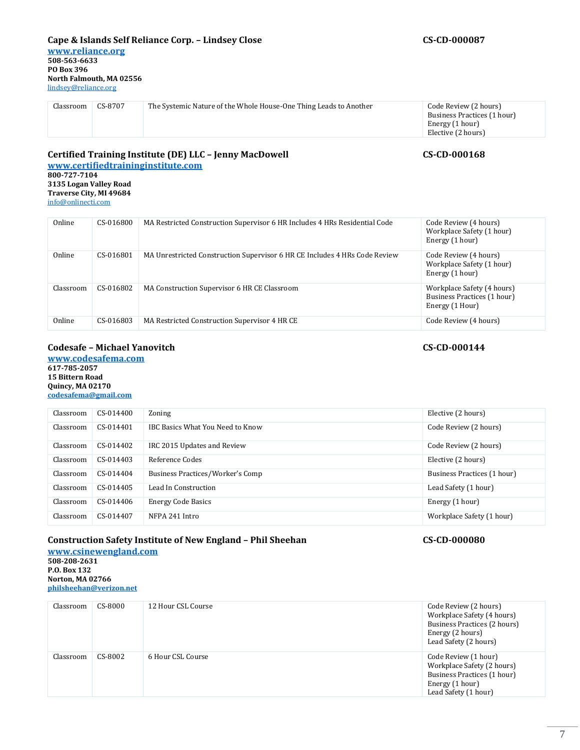### Cape & Islands Self Reliance Corp. – Lindsey Close — CS-CD-000087

**[www.reliance.org](http://www.reliance.org)**
**508-563-6633**
**PO Box 396**
**North Falmouth, MA 02556**
[lindsey@reliance.org](mailto:lindsey@reliance.org)

| | | | |
|---|---|---|---|
| Classroom | CS-8707 | The Systemic Nature of the Whole House-One Thing Leads to Another | Code Review (2 hours)<br>Business Practices (1 hour)<br>Energy (1 hour)<br>Elective (2 hours) |

### Certified Training Institute (DE) LLC – Jenny MacDowell — CS-CD-000168

**[www.certifiedtraininginstitute.com](http://www.certifiedtraininginstitute.com)**
**800-727-7104**
**3135 Logan Valley Road**
**Traverse City, MI 49684**
[info@onlinecti.com](mailto:info@onlinecti.com)

| | | | |
|---|---|---|---|
| Online | CS-016800 | MA Restricted Construction Supervisor 6 HR Includes 4 HRs Residential Code | Code Review (4 hours)<br>Workplace Safety (1 hour)<br>Energy (1 hour) |
| Online | CS-016801 | MA Unrestricted Construction Supervisor 6 HR CE Includes 4 HRs Code Review | Code Review (4 hours)<br>Workplace Safety (1 hour)<br>Energy (1 hour) |
| Classroom | CS-016802 | MA Construction Supervisor 6 HR CE Classroom | Workplace Safety (4 hours)<br>Business Practices (1 hour)<br>Energy (1 Hour) |
| Online | CS-016803 | MA Restricted Construction Supervisor 4 HR CE | Code Review (4 hours) |

### Codesafe – Michael Yanovitch — CS-CD-000144

**[www.codesafema.com](http://www.codesafema.com)**
**617-785-2057**
**15 Bittern Road**
**Quincy, MA 02170**
**[codesafema@gmail.com](mailto:codesafema@gmail.com)**

| | | | |
|---|---|---|---|
| Classroom | CS-014400 | Zoning | Elective (2 hours) |
| Classroom | CS-014401 | IBC Basics What You Need to Know | Code Review (2 hours) |
| Classroom | CS-014402 | IRC 2015 Updates and Review | Code Review (2 hours) |
| Classroom | CS-014403 | Reference Codes | Elective (2 hours) |
| Classroom | CS-014404 | Business Practices/Worker's Comp | Business Practices (1 hour) |
| Classroom | CS-014405 | Lead In Construction | Lead Safety (1 hour) |
| Classroom | CS-014406 | Energy Code Basics | Energy (1 hour) |
| Classroom | CS-014407 | NFPA 241 Intro | Workplace Safety (1 hour) |

### Construction Safety Institute of New England – Phil Sheehan — CS-CD-000080

**[www.csinewengland.com](http://www.csinewengland.com)**
**508-208-2631**
**P.O. Box 132**
**Norton, MA 02766**
**[philsheehan@verizon.net](mailto:philsheehan@verizon.net)**

| | | | |
|---|---|---|---|
| Classroom | CS-8000 | 12 Hour CSL Course | Code Review (2 hours)<br>Workplace Safety (4 hours)<br>Business Practices (2 hours)<br>Energy (2 hours)<br>Lead Safety (2 hours) |
| Classroom | CS-8002 | 6 Hour CSL Course | Code Review (1 hour)<br>Workplace Safety (2 hours)<br>Business Practices (1 hour)<br>Energy (1 hour)<br>Lead Safety (1 hour) |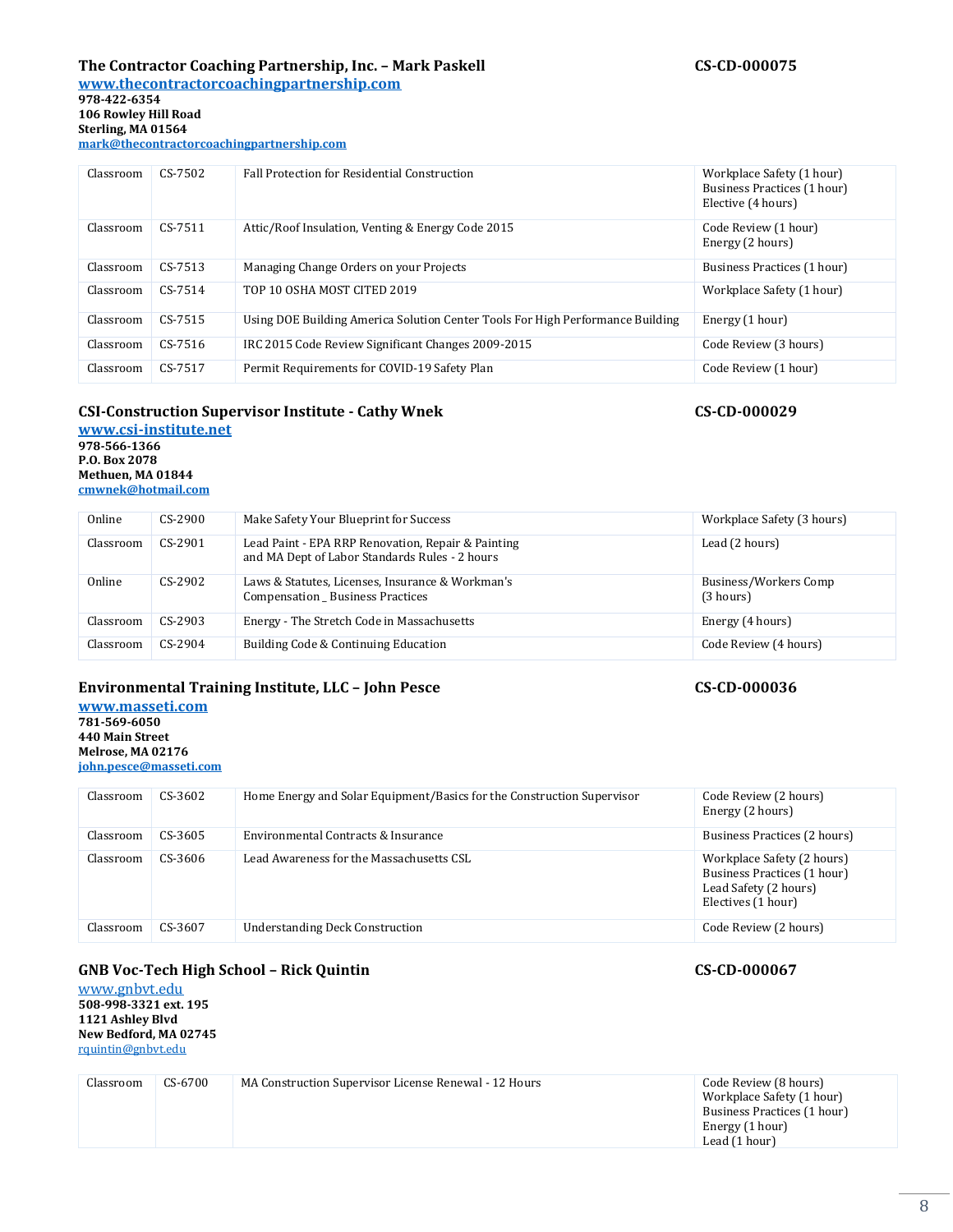### The Contractor Coaching Partnership, Inc. – Mark Paskell — CS-CD-000075

**www.thecontractorcoachingpartnership.com**
**978-422-6354**
**106 Rowley Hill Road**
**Sterling, MA 01564**
**mark@thecontractorcoachingpartnership.com**

| | | | |
|---|---|---|---|
| Classroom | CS-7502 | Fall Protection for Residential Construction | Workplace Safety (1 hour)<br>Business Practices (1 hour)<br>Elective (4 hours) |
| Classroom | CS-7511 | Attic/Roof Insulation, Venting & Energy Code 2015 | Code Review (1 hour)<br>Energy (2 hours) |
| Classroom | CS-7513 | Managing Change Orders on your Projects | Business Practices (1 hour) |
| Classroom | CS-7514 | TOP 10 OSHA MOST CITED 2019 | Workplace Safety (1 hour) |
| Classroom | CS-7515 | Using DOE Building America Solution Center Tools For High Performance Building | Energy (1 hour) |
| Classroom | CS-7516 | IRC 2015 Code Review Significant Changes 2009-2015 | Code Review (3 hours) |
| Classroom | CS-7517 | Permit Requirements for COVID-19 Safety Plan | Code Review (1 hour) |

### CSI-Construction Supervisor Institute - Cathy Wnek — CS-CD-000029

**www.csi-institute.net**
**978-566-1366**
**P.O. Box 2078**
**Methuen, MA 01844**
**cmwnek@hotmail.com**

| | | | |
|---|---|---|---|
| Online | CS-2900 | Make Safety Your Blueprint for Success | Workplace Safety (3 hours) |
| Classroom | CS-2901 | Lead Paint - EPA RRP Renovation, Repair & Painting and MA Dept of Labor Standards Rules - 2 hours | Lead (2 hours) |
| Online | CS-2902 | Laws & Statutes, Licenses, Insurance & Workman's Compensation _ Business Practices | Business/Workers Comp (3 hours) |
| Classroom | CS-2903 | Energy - The Stretch Code in Massachusetts | Energy (4 hours) |
| Classroom | CS-2904 | Building Code & Continuing Education | Code Review (4 hours) |

### Environmental Training Institute, LLC – John Pesce — CS-CD-000036

**www.masseti.com**
**781-569-6050**
**440 Main Street**
**Melrose, MA 02176**
**john.pesce@masseti.com**

| | | | |
|---|---|---|---|
| Classroom | CS-3602 | Home Energy and Solar Equipment/Basics for the Construction Supervisor | Code Review (2 hours)<br>Energy (2 hours) |
| Classroom | CS-3605 | Environmental Contracts & Insurance | Business Practices (2 hours) |
| Classroom | CS-3606 | Lead Awareness for the Massachusetts CSL | Workplace Safety (2 hours)<br>Business Practices (1 hour)<br>Lead Safety (2 hours)<br>Electives (1 hour) |
| Classroom | CS-3607 | Understanding Deck Construction | Code Review (2 hours) |

### GNB Voc-Tech High School – Rick Quintin — CS-CD-000067

www.gnbvt.edu
**508-998-3321 ext. 195**
**1121 Ashley Blvd**
**New Bedford, MA 02745**
rquintin@gnbvt.edu

| | | | |
|---|---|---|---|
| Classroom | CS-6700 | MA Construction Supervisor License Renewal - 12 Hours | Code Review (8 hours)<br>Workplace Safety (1 hour)<br>Business Practices (1 hour)<br>Energy (1 hour)<br>Lead (1 hour) |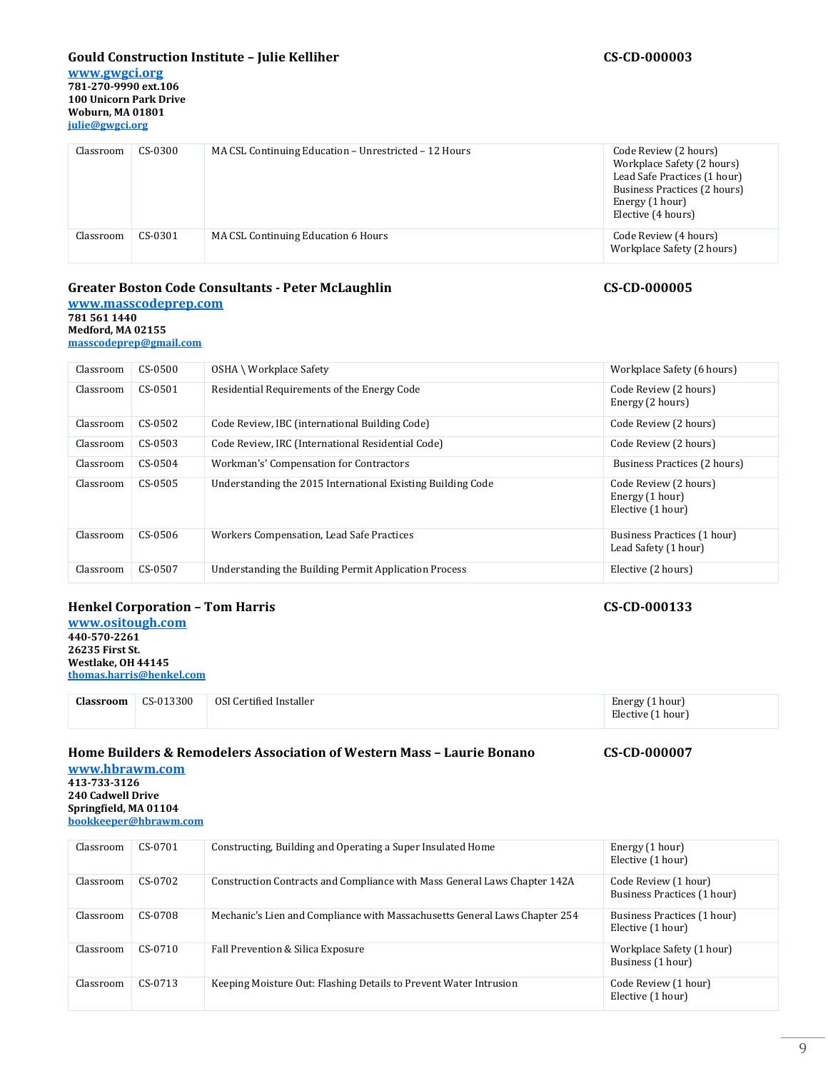### Gould Construction Institute – Julie Kelliher — CS-CD-000003

**[www.gwgci.org](http://www.gwgci.org)**
**781-270-9990 ext.106**
**100 Unicorn Park Drive**
**Woburn, MA 01801**
**[julie@gwgci.org](mailto:julie@gwgci.org)**

| | | | |
|---|---|---|---|
| Classroom | CS-0300 | MA CSL Continuing Education – Unrestricted – 12 Hours | Code Review (2 hours)<br>Workplace Safety (2 hours)<br>Lead Safe Practices (1 hour)<br>Business Practices (2 hours)<br>Energy (1 hour)<br>Elective (4 hours) |
| Classroom | CS-0301 | MA CSL Continuing Education 6 Hours | Code Review (4 hours)<br>Workplace Safety (2 hours) |

### Greater Boston Code Consultants - Peter McLaughlin — CS-CD-000005

**[www.masscodeprep.com](http://www.masscodeprep.com)**
**781 561 1440**
**Medford, MA 02155**
**[masscodeprep@gmail.com](mailto:masscodeprep@gmail.com)**

| | | | |
|---|---|---|---|
| Classroom | CS-0500 | OSHA \ Workplace Safety | Workplace Safety (6 hours) |
| Classroom | CS-0501 | Residential Requirements of the Energy Code | Code Review (2 hours)<br>Energy (2 hours) |
| Classroom | CS-0502 | Code Review, IBC (international Building Code) | Code Review (2 hours) |
| Classroom | CS-0503 | Code Review, IRC (International Residential Code) | Code Review (2 hours) |
| Classroom | CS-0504 | Workman's' Compensation for Contractors | Business Practices (2 hours) |
| Classroom | CS-0505 | Understanding the 2015 International Existing Building Code | Code Review (2 hours)<br>Energy (1 hour)<br>Elective (1 hour) |
| Classroom | CS-0506 | Workers Compensation, Lead Safe Practices | Business Practices (1 hour)<br>Lead Safety (1 hour) |
| Classroom | CS-0507 | Understanding the Building Permit Application Process | Elective (2 hours) |

### Henkel Corporation – Tom Harris — CS-CD-000133

**[www.ositough.com](http://www.ositough.com)**
**440-570-2261**
**26235 First St.**
**Westlake, OH 44145**
**[thomas.harris@henkel.com](mailto:thomas.harris@henkel.com)**

| | | | |
|---|---|---|---|
| **Classroom** | CS-013300 | OSI Certified Installer | Energy (1 hour)<br>Elective (1 hour) |

### Home Builders & Remodelers Association of Western Mass – Laurie Bonano — CS-CD-000007

**[www.hbrawm.com](http://www.hbrawm.com)**
**413-733-3126**
**240 Cadwell Drive**
**Springfield, MA 01104**
**[bookkeeper@hbrawm.com](mailto:bookkeeper@hbrawm.com)**

| | | | |
|---|---|---|---|
| Classroom | CS-0701 | Constructing, Building and Operating a Super Insulated Home | Energy (1 hour)<br>Elective (1 hour) |
| Classroom | CS-0702 | Construction Contracts and Compliance with Mass General Laws Chapter 142A | Code Review (1 hour)<br>Business Practices (1 hour) |
| Classroom | CS-0708 | Mechanic's Lien and Compliance with Massachusetts General Laws Chapter 254 | Business Practices (1 hour)<br>Elective (1 hour) |
| Classroom | CS-0710 | Fall Prevention & Silica Exposure | Workplace Safety (1 hour)<br>Business (1 hour) |
| Classroom | CS-0713 | Keeping Moisture Out: Flashing Details to Prevent Water Intrusion | Code Review (1 hour)<br>Elective (1 hour) |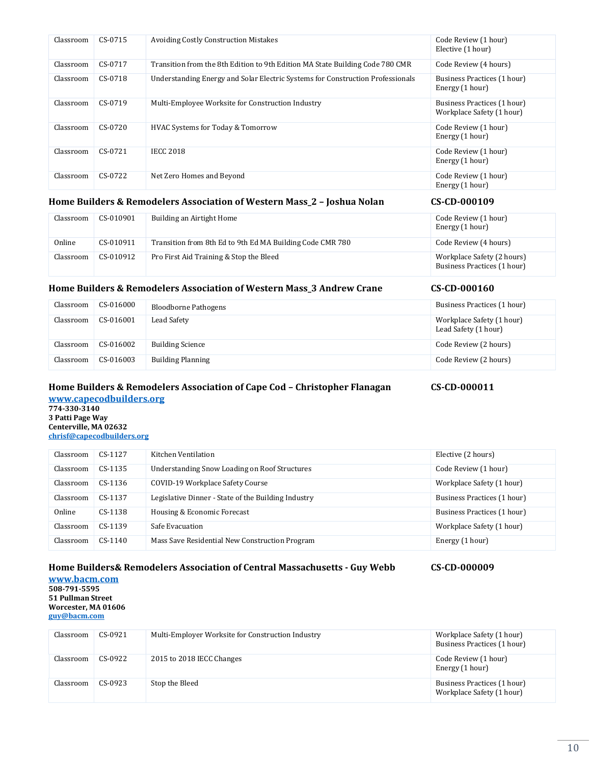| | | | |
|---|---|---|---|
| Classroom | CS-0715 | Avoiding Costly Construction Mistakes | Code Review (1 hour)<br>Elective (1 hour) |
| Classroom | CS-0717 | Transition from the 8th Edition to 9th Edition MA State Building Code 780 CMR | Code Review (4 hours) |
| Classroom | CS-0718 | Understanding Energy and Solar Electric Systems for Construction Professionals | Business Practices (1 hour)<br>Energy (1 hour) |
| Classroom | CS-0719 | Multi-Employee Worksite for Construction Industry | Business Practices (1 hour)<br>Workplace Safety (1 hour) |
| Classroom | CS-0720 | HVAC Systems for Today & Tomorrow | Code Review (1 hour)<br>Energy (1 hour) |
| Classroom | CS-0721 | IECC 2018 | Code Review (1 hour)<br>Energy (1 hour) |
| Classroom | CS-0722 | Net Zero Homes and Beyond | Code Review (1 hour)<br>Energy (1 hour) |

**Home Builders & Remodelers Association of Western Mass_2 – Joshua Nolan CS-CD-000109**

| | | | |
|---|---|---|---|
| Classroom | CS-010901 | Building an Airtight Home | Code Review (1 hour)<br>Energy (1 hour) |
| Online | CS-010911 | Transition from 8th Ed to 9th Ed MA Building Code CMR 780 | Code Review (4 hours) |
| Classroom | CS-010912 | Pro First Aid Training & Stop the Bleed | Workplace Safety (2 hours)<br>Business Practices (1 hour) |

**Home Builders & Remodelers Association of Western Mass_3 Andrew Crane CS-CD-000160**

| | | | |
|---|---|---|---|
| Classroom | CS-016000 | Bloodborne Pathogens | Business Practices (1 hour) |
| Classroom | CS-016001 | Lead Safety | Workplace Safety (1 hour)<br>Lead Safety (1 hour) |
| Classroom | CS-016002 | Building Science | Code Review (2 hours) |
| Classroom | CS-016003 | Building Planning | Code Review (2 hours) |

**Home Builders & Remodelers Association of Cape Cod – Christopher Flanagan CS-CD-000011**

**www.capecodbuilders.org**
**774-330-3140**
**3 Patti Page Way**
**Centerville, MA 02632**
**chrisf@capecodbuilders.org**

| | | | |
|---|---|---|---|
| Classroom | CS-1127 | Kitchen Ventilation | Elective (2 hours) |
| Classroom | CS-1135 | Understanding Snow Loading on Roof Structures | Code Review (1 hour) |
| Classroom | CS-1136 | COVID-19 Workplace Safety Course | Workplace Safety (1 hour) |
| Classroom | CS-1137 | Legislative Dinner - State of the Building Industry | Business Practices (1 hour) |
| Online | CS-1138 | Housing & Economic Forecast | Business Practices (1 hour) |
| Classroom | CS-1139 | Safe Evacuation | Workplace Safety (1 hour) |
| Classroom | CS-1140 | Mass Save Residential New Construction Program | Energy (1 hour) |

**Home Builders& Remodelers Association of Central Massachusetts - Guy Webb CS-CD-000009**

**www.bacm.com**
**508-791-5595**
**51 Pullman Street**
**Worcester, MA 01606**
**guy@bacm.com**

| | | | |
|---|---|---|---|
| Classroom | CS-0921 | Multi-Employer Worksite for Construction Industry | Workplace Safety (1 hour)<br>Business Practices (1 hour) |
| Classroom | CS-0922 | 2015 to 2018 IECC Changes | Code Review (1 hour)<br>Energy (1 hour) |
| Classroom | CS-0923 | Stop the Bleed | Business Practices (1 hour)<br>Workplace Safety (1 hour) |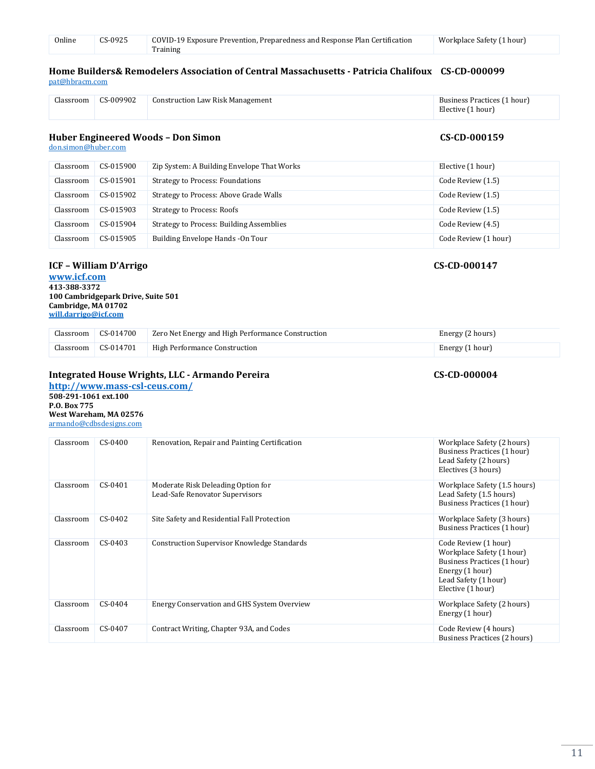| Online | CS-0925 | COVID-19 Exposure Prevention, Preparedness and Response Plan Certification Training | Workplace Safety (1 hour) |
|---|---|---|---|

### Home Builders& Remodelers Association of Central Massachusetts - Patricia Chalifoux CS-CD-000099

pat@hbracm.com

| Classroom | CS-009902 | Construction Law Risk Management | Business Practices (1 hour)<br>Elective (1 hour) |
|---|---|---|---|

### Huber Engineered Woods – Don Simon CS-CD-000159

don.simon@huber.com

| Classroom | CS-015900 | Zip System: A Building Envelope That Works | Elective (1 hour) |
|---|---|---|---|
| Classroom | CS-015901 | Strategy to Process: Foundations | Code Review (1.5) |
| Classroom | CS-015902 | Strategy to Process: Above Grade Walls | Code Review (1.5) |
| Classroom | CS-015903 | Strategy to Process: Roofs | Code Review (1.5) |
| Classroom | CS-015904 | Strategy to Process: Building Assemblies | Code Review (4.5) |
| Classroom | CS-015905 | Building Envelope Hands -On Tour | Code Review (1 hour) |

### ICF – William D'Arrigo CS-CD-000147

**www.icf.com**
**413-388-3372**
**100 Cambridgepark Drive, Suite 501**
**Cambridge, MA 01702**
**will.darrigo@icf.com**

| Classroom | CS-014700 | Zero Net Energy and High Performance Construction | Energy (2 hours) |
|---|---|---|---|
| Classroom | CS-014701 | High Performance Construction | Energy (1 hour) |

### Integrated House Wrights, LLC - Armando Pereira CS-CD-000004

**http://www.mass-csl-ceus.com/**
**508-291-1061 ext.100**
**P.O. Box 775**
**West Wareham, MA 02576**
armando@cdbsdesigns.com

| Classroom | CS-0400 | Renovation, Repair and Painting Certification | Workplace Safety (2 hours)<br>Business Practices (1 hour)<br>Lead Safety (2 hours)<br>Electives (3 hours) |
|---|---|---|---|
| Classroom | CS-0401 | Moderate Risk Deleading Option for Lead-Safe Renovator Supervisors | Workplace Safety (1.5 hours)<br>Lead Safety (1.5 hours)<br>Business Practices (1 hour) |
| Classroom | CS-0402 | Site Safety and Residential Fall Protection | Workplace Safety (3 hours)<br>Business Practices (1 hour) |
| Classroom | CS-0403 | Construction Supervisor Knowledge Standards | Code Review (1 hour)<br>Workplace Safety (1 hour)<br>Business Practices (1 hour)<br>Energy (1 hour)<br>Lead Safety (1 hour)<br>Elective (1 hour) |
| Classroom | CS-0404 | Energy Conservation and GHS System Overview | Workplace Safety (2 hours)<br>Energy (1 hour) |
| Classroom | CS-0407 | Contract Writing, Chapter 93A, and Codes | Code Review (4 hours)<br>Business Practices (2 hours) |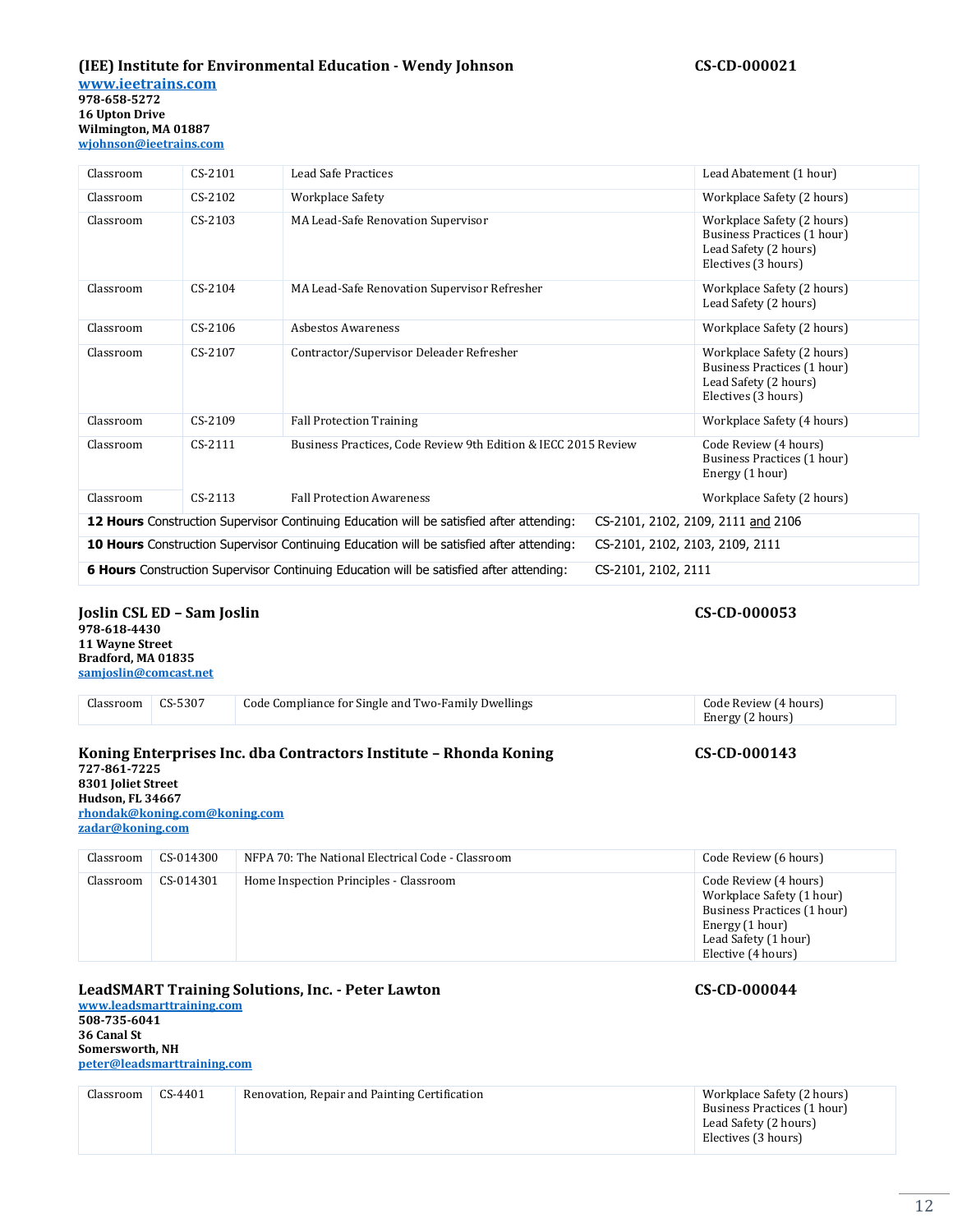## (IEE) Institute for Environmental Education - Wendy Johnson — CS-CD-000021

**www.ieetrains.com**
**978-658-5272**
**16 Upton Drive**
**Wilmington, MA 01887**
**wjohnson@ieetrains.com**

| | | | |
|---|---|---|---|
| Classroom | CS-2101 | Lead Safe Practices | Lead Abatement (1 hour) |
| Classroom | CS-2102 | Workplace Safety | Workplace Safety (2 hours) |
| Classroom | CS-2103 | MA Lead-Safe Renovation Supervisor | Workplace Safety (2 hours)<br>Business Practices (1 hour)<br>Lead Safety (2 hours)<br>Electives (3 hours) |
| Classroom | CS-2104 | MA Lead-Safe Renovation Supervisor Refresher | Workplace Safety (2 hours)<br>Lead Safety (2 hours) |
| Classroom | CS-2106 | Asbestos Awareness | Workplace Safety (2 hours) |
| Classroom | CS-2107 | Contractor/Supervisor Deleader Refresher | Workplace Safety (2 hours)<br>Business Practices (1 hour)<br>Lead Safety (2 hours)<br>Electives (3 hours) |
| Classroom | CS-2109 | Fall Protection Training | Workplace Safety (4 hours) |
| Classroom | CS-2111 | Business Practices, Code Review 9th Edition & IECC 2015 Review | Code Review (4 hours)<br>Business Practices (1 hour)<br>Energy (1 hour) |
| Classroom | CS-2113 | Fall Protection Awareness | Workplace Safety (2 hours) |

| | |
|---|---|
| **12 Hours** Construction Supervisor Continuing Education will be satisfied after attending: | CS-2101, 2102, 2109, 2111 and 2106 |
| **10 Hours** Construction Supervisor Continuing Education will be satisfied after attending: | CS-2101, 2102, 2103, 2109, 2111 |
| **6 Hours** Construction Supervisor Continuing Education will be satisfied after attending: | CS-2101, 2102, 2111 |

## Joslin CSL ED – Sam Joslin — CS-CD-000053

**978-618-4430**
**11 Wayne Street**
**Bradford, MA 01835**
**samjoslin@comcast.net**

| | | | |
|---|---|---|---|
| Classroom | CS-5307 | Code Compliance for Single and Two-Family Dwellings | Code Review (4 hours)<br>Energy (2 hours) |

## Koning Enterprises Inc. dba Contractors Institute – Rhonda Koning — CS-CD-000143

**727-861-7225**
**8301 Joliet Street**
**Hudson, FL 34667**
**rhondak@koning.com@koning.com**
**zadar@koning.com**

| | | | |
|---|---|---|---|
| Classroom | CS-014300 | NFPA 70: The National Electrical Code - Classroom | Code Review (6 hours) |
| Classroom | CS-014301 | Home Inspection Principles - Classroom | Code Review (4 hours)<br>Workplace Safety (1 hour)<br>Business Practices (1 hour)<br>Energy (1 hour)<br>Lead Safety (1 hour)<br>Elective (4 hours) |

## LeadSMART Training Solutions, Inc. - Peter Lawton — CS-CD-000044

**www.leadsmarttraining.com**
**508-735-6041**
**36 Canal St**
**Somersworth, NH**
**peter@leadsmarttraining.com**

| | | | |
|---|---|---|---|
| Classroom | CS-4401 | Renovation, Repair and Painting Certification | Workplace Safety (2 hours)<br>Business Practices (1 hour)<br>Lead Safety (2 hours)<br>Electives (3 hours) |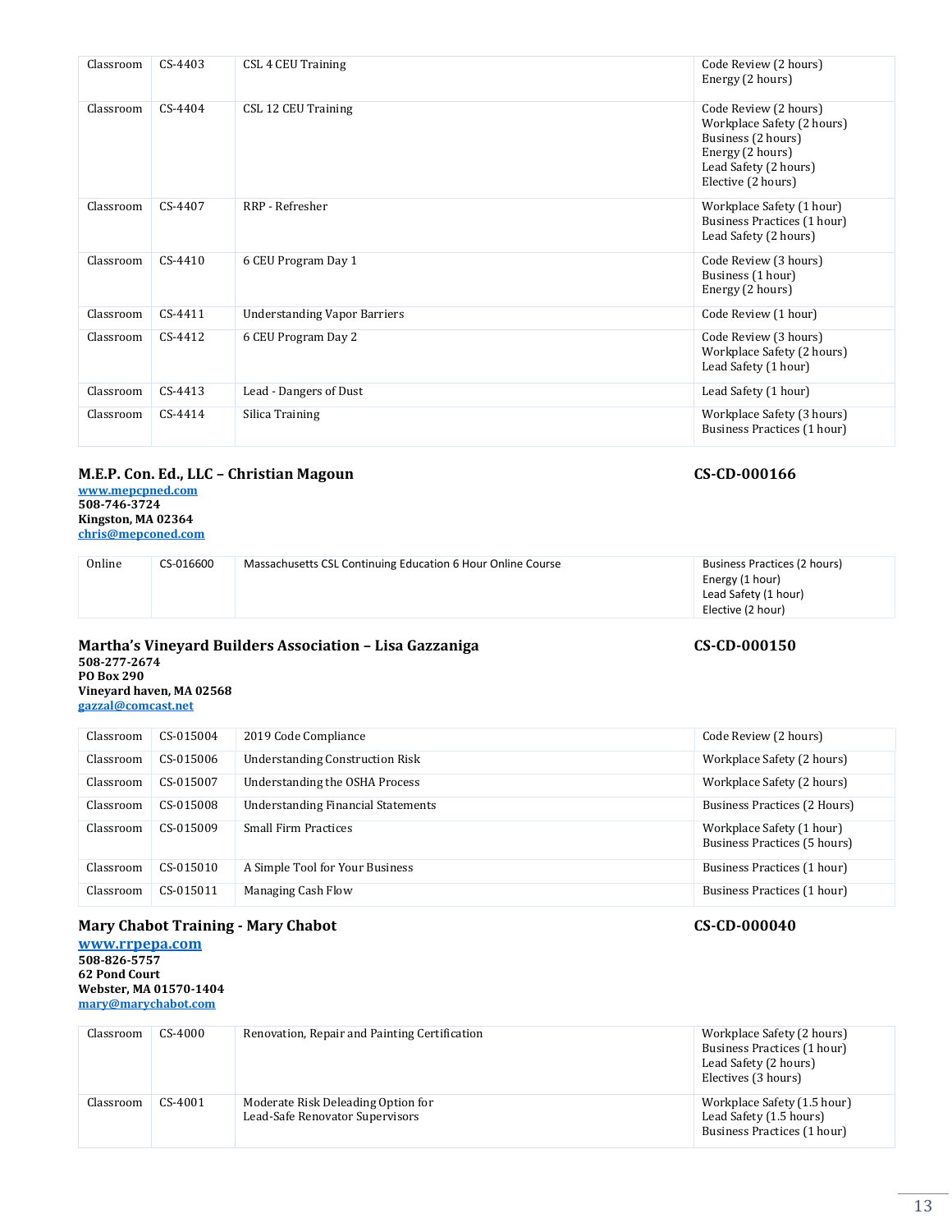| | | | |
|---|---|---|---|
| Classroom | CS-4403 | CSL 4 CEU Training | Code Review (2 hours)<br>Energy (2 hours) |
| Classroom | CS-4404 | CSL 12 CEU Training | Code Review (2 hours)<br>Workplace Safety (2 hours)<br>Business (2 hours)<br>Energy (2 hours)<br>Lead Safety (2 hours)<br>Elective (2 hours) |
| Classroom | CS-4407 | RRP - Refresher | Workplace Safety (1 hour)<br>Business Practices (1 hour)<br>Lead Safety (2 hours) |
| Classroom | CS-4410 | 6 CEU Program Day 1 | Code Review (3 hours)<br>Business (1 hour)<br>Energy (2 hours) |
| Classroom | CS-4411 | Understanding Vapor Barriers | Code Review (1 hour) |
| Classroom | CS-4412 | 6 CEU Program Day 2 | Code Review (3 hours)<br>Workplace Safety (2 hours)<br>Lead Safety (1 hour) |
| Classroom | CS-4413 | Lead - Dangers of Dust | Lead Safety (1 hour) |
| Classroom | CS-4414 | Silica Training | Workplace Safety (3 hours)<br>Business Practices (1 hour) |

**M.E.P. Con. Ed., LLC – Christian Magoun** **CS-CD-000166**

**www.mepcpned.com**
**508-746-3724**
**Kingston, MA 02364**
**chris@mepconed.com**

| | | | |
|---|---|---|---|
| Online | CS-016600 | Massachusetts CSL Continuing Education 6 Hour Online Course | Business Practices (2 hours)<br>Energy (1 hour)<br>Lead Safety (1 hour)<br>Elective (2 hour) |

**Martha's Vineyard Builders Association – Lisa Gazzaniga** **CS-CD-000150**

**508-277-2674**
**PO Box 290**
**Vineyard haven, MA 02568**
**gazzal@comcast.net**

| | | | |
|---|---|---|---|
| Classroom | CS-015004 | 2019 Code Compliance | Code Review (2 hours) |
| Classroom | CS-015006 | Understanding Construction Risk | Workplace Safety (2 hours) |
| Classroom | CS-015007 | Understanding the OSHA Process | Workplace Safety (2 hours) |
| Classroom | CS-015008 | Understanding Financial Statements | Business Practices (2 Hours) |
| Classroom | CS-015009 | Small Firm Practices | Workplace Safety (1 hour)<br>Business Practices (5 hours) |
| Classroom | CS-015010 | A Simple Tool for Your Business | Business Practices (1 hour) |
| Classroom | CS-015011 | Managing Cash Flow | Business Practices (1 hour) |

**Mary Chabot Training - Mary Chabot** **CS-CD-000040**

**www.rrpepa.com**
**508-826-5757**
**62 Pond Court**
**Webster, MA 01570-1404**
**mary@marychabot.com**

| | | | |
|---|---|---|---|
| Classroom | CS-4000 | Renovation, Repair and Painting Certification | Workplace Safety (2 hours)<br>Business Practices (1 hour)<br>Lead Safety (2 hours)<br>Electives (3 hours) |
| Classroom | CS-4001 | Moderate Risk Deleading Option for Lead-Safe Renovator Supervisors | Workplace Safety (1.5 hour)<br>Lead Safety (1.5 hours)<br>Business Practices (1 hour) |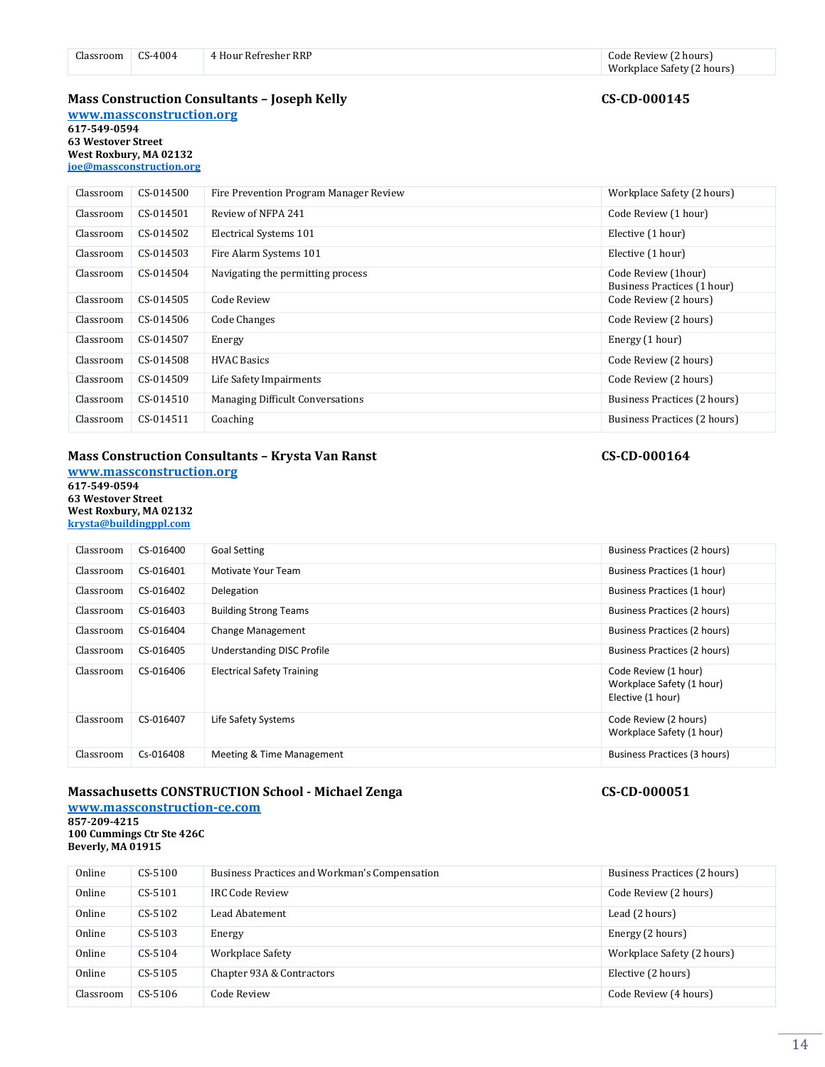| Classroom | CS-4004 | 4 Hour Refresher RRP | Code Review (2 hours)<br>Workplace Safety (2 hours) |
|---|---|---|---|

**Mass Construction Consultants – Joseph Kelly** **CS-CD-000145**

**www.massconstruction.org**
**617-549-0594**
**63 Westover Street**
**West Roxbury, MA 02132**
**joe@massconstruction.org**

| | | | |
|---|---|---|---|
| Classroom | CS-014500 | Fire Prevention Program Manager Review | Workplace Safety (2 hours) |
| Classroom | CS-014501 | Review of NFPA 241 | Code Review (1 hour) |
| Classroom | CS-014502 | Electrical Systems 101 | Elective (1 hour) |
| Classroom | CS-014503 | Fire Alarm Systems 101 | Elective (1 hour) |
| Classroom | CS-014504 | Navigating the permitting process | Code Review (1hour)<br>Business Practices (1 hour) |
| Classroom | CS-014505 | Code Review | Code Review (2 hours) |
| Classroom | CS-014506 | Code Changes | Code Review (2 hours) |
| Classroom | CS-014507 | Energy | Energy (1 hour) |
| Classroom | CS-014508 | HVAC Basics | Code Review (2 hours) |
| Classroom | CS-014509 | Life Safety Impairments | Code Review (2 hours) |
| Classroom | CS-014510 | Managing Difficult Conversations | Business Practices (2 hours) |
| Classroom | CS-014511 | Coaching | Business Practices (2 hours) |

**Mass Construction Consultants – Krysta Van Ranst** **CS-CD-000164**

**www.massconstruction.org**
**617-549-0594**
**63 Westover Street**
**West Roxbury, MA 02132**
**krysta@buildingppl.com**

| | | | |
|---|---|---|---|
| Classroom | CS-016400 | Goal Setting | Business Practices (2 hours) |
| Classroom | CS-016401 | Motivate Your Team | Business Practices (1 hour) |
| Classroom | CS-016402 | Delegation | Business Practices (1 hour) |
| Classroom | CS-016403 | Building Strong Teams | Business Practices (2 hours) |
| Classroom | CS-016404 | Change Management | Business Practices (2 hours) |
| Classroom | CS-016405 | Understanding DISC Profile | Business Practices (2 hours) |
| Classroom | CS-016406 | Electrical Safety Training | Code Review (1 hour)<br>Workplace Safety (1 hour)<br>Elective (1 hour) |
| Classroom | CS-016407 | Life Safety Systems | Code Review (2 hours)<br>Workplace Safety (1 hour) |
| Classroom | Cs-016408 | Meeting & Time Management | Business Practices (3 hours) |

**Massachusetts CONSTRUCTION School - Michael Zenga** **CS-CD-000051**

**www.massconstruction-ce.com**
**857-209-4215**
**100 Cummings Ctr Ste 426C**
**Beverly, MA 01915**

| | | | |
|---|---|---|---|
| Online | CS-5100 | Business Practices and Workman's Compensation | Business Practices (2 hours) |
| Online | CS-5101 | IRC Code Review | Code Review (2 hours) |
| Online | CS-5102 | Lead Abatement | Lead (2 hours) |
| Online | CS-5103 | Energy | Energy (2 hours) |
| Online | CS-5104 | Workplace Safety | Workplace Safety (2 hours) |
| Online | CS-5105 | Chapter 93A & Contractors | Elective (2 hours) |
| Classroom | CS-5106 | Code Review | Code Review (4 hours) |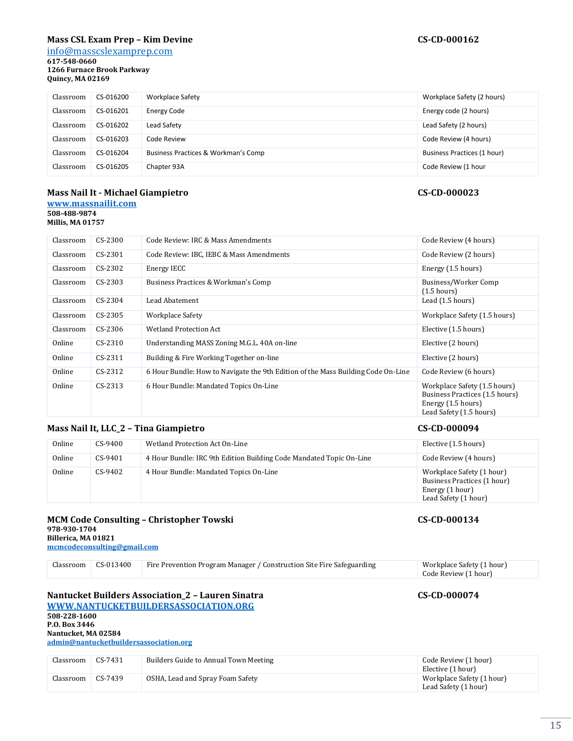### Mass CSL Exam Prep – Kim Devine — CS-CD-000162

info@masscslexamprep.com
**617-548-0660**
**1266 Furnace Brook Parkway**
**Quincy, MA 02169**

| | | | |
|---|---|---|---|
| Classroom | CS-016200 | Workplace Safety | Workplace Safety (2 hours) |
| Classroom | CS-016201 | Energy Code | Energy code (2 hours) |
| Classroom | CS-016202 | Lead Safety | Lead Safety (2 hours) |
| Classroom | CS-016203 | Code Review | Code Review (4 hours) |
| Classroom | CS-016204 | Business Practices & Workman's Comp | Business Practices (1 hour) |
| Classroom | CS-016205 | Chapter 93A | Code Review (1 hour |

### Mass Nail It - Michael Giampietro — CS-CD-000023

**www.massnailit.com**
**508-488-9874**
**Millis, MA 01757**

| | | | |
|---|---|---|---|
| Classroom | CS-2300 | Code Review: IRC & Mass Amendments | Code Review (4 hours) |
| Classroom | CS-2301 | Code Review: IBC, IEBC & Mass Amendments | Code Review (2 hours) |
| Classroom | CS-2302 | Energy IECC | Energy (1.5 hours) |
| Classroom | CS-2303 | Business Practices & Workman's Comp | Business/Worker Comp (1.5 hours) |
| Classroom | CS-2304 | Lead Abatement | Lead (1.5 hours) |
| Classroom | CS-2305 | Workplace Safety | Workplace Safety (1.5 hours) |
| Classroom | CS-2306 | Wetland Protection Act | Elective (1.5 hours) |
| Online | CS-2310 | Understanding MASS Zoning M.G.L. 40A on-line | Elective (2 hours) |
| Online | CS-2311 | Building & Fire Working Together on-line | Elective (2 hours) |
| Online | CS-2312 | 6 Hour Bundle: How to Navigate the 9th Edition of the Mass Building Code On-Line | Code Review (6 hours) |
| Online | CS-2313 | 6 Hour Bundle: Mandated Topics On-Line | Workplace Safety (1.5 hours)<br>Business Practices (1.5 hours)<br>Energy (1.5 hours)<br>Lead Safety (1.5 hours) |

### Mass Nail It, LLC_2 – Tina Giampietro — CS-CD-000094

| | | | |
|---|---|---|---|
| Online | CS-9400 | Wetland Protection Act On-Line | Elective (1.5 hours) |
| Online | CS-9401 | 4 Hour Bundle: IRC 9th Edition Building Code Mandated Topic On-Line | Code Review (4 hours) |
| Online | CS-9402 | 4 Hour Bundle: Mandated Topics On-Line | Workplace Safety (1 hour)<br>Business Practices (1 hour)<br>Energy (1 hour)<br>Lead Safety (1 hour) |

### MCM Code Consulting – Christopher Towski — CS-CD-000134

**978-930-1704**
**Billerica, MA 01821**
**mcmcodeconsulting@gmail.com**

| | | | |
|---|---|---|---|
| Classroom | CS-013400 | Fire Prevention Program Manager / Construction Site Fire Safeguarding | Workplace Safety (1 hour)<br>Code Review (1 hour) |

### Nantucket Builders Association_2 – Lauren Sinatra — CS-CD-000074

**WWW.NANTUCKETBUILDERSASSOCIATION.ORG**
**508-228-1600**
**P.O. Box 3446**
**Nantucket, MA 02584**
**admin@nantucketbuildersassociation.org**

| | | | |
|---|---|---|---|
| Classroom | CS-7431 | Builders Guide to Annual Town Meeting | Code Review (1 hour)<br>Elective (1 hour) |
| Classroom | CS-7439 | OSHA, Lead and Spray Foam Safety | Workplace Safety (1 hour)<br>Lead Safety (1 hour) |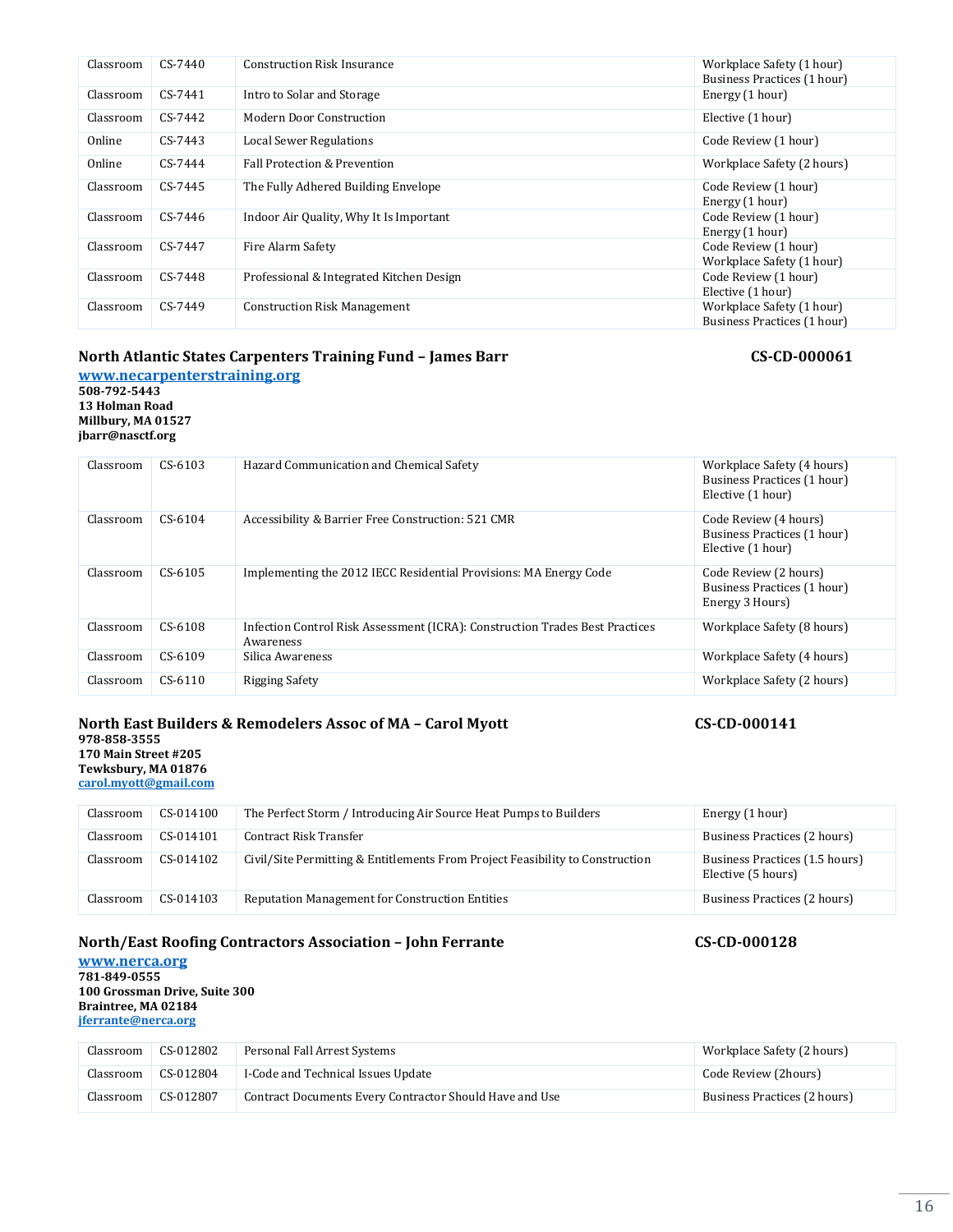| | | | |
|---|---|---|---|
| Classroom | CS-7440 | Construction Risk Insurance | Workplace Safety (1 hour)<br>Business Practices (1 hour) |
| Classroom | CS-7441 | Intro to Solar and Storage | Energy (1 hour) |
| Classroom | CS-7442 | Modern Door Construction | Elective (1 hour) |
| Online | CS-7443 | Local Sewer Regulations | Code Review (1 hour) |
| Online | CS-7444 | Fall Protection & Prevention | Workplace Safety (2 hours) |
| Classroom | CS-7445 | The Fully Adhered Building Envelope | Code Review (1 hour)<br>Energy (1 hour) |
| Classroom | CS-7446 | Indoor Air Quality, Why It Is Important | Code Review (1 hour)<br>Energy (1 hour) |
| Classroom | CS-7447 | Fire Alarm Safety | Code Review (1 hour)<br>Workplace Safety (1 hour) |
| Classroom | CS-7448 | Professional & Integrated Kitchen Design | Code Review (1 hour)<br>Elective (1 hour) |
| Classroom | CS-7449 | Construction Risk Management | Workplace Safety (1 hour)<br>Business Practices (1 hour) |

### North Atlantic States Carpenters Training Fund – James Barr    CS-CD-000061

**www.necarpenterstraining.org**
**508-792-5443**
**13 Holman Road**
**Millbury, MA 01527**
**jbarr@nasctf.org**

| | | | |
|---|---|---|---|
| Classroom | CS-6103 | Hazard Communication and Chemical Safety | Workplace Safety (4 hours)<br>Business Practices (1 hour)<br>Elective (1 hour) |
| Classroom | CS-6104 | Accessibility & Barrier Free Construction: 521 CMR | Code Review (4 hours)<br>Business Practices (1 hour)<br>Elective (1 hour) |
| Classroom | CS-6105 | Implementing the 2012 IECC Residential Provisions: MA Energy Code | Code Review (2 hours)<br>Business Practices (1 hour)<br>Energy 3 Hours) |
| Classroom | CS-6108 | Infection Control Risk Assessment (ICRA): Construction Trades Best Practices Awareness | Workplace Safety (8 hours) |
| Classroom | CS-6109 | Silica Awareness | Workplace Safety (4 hours) |
| Classroom | CS-6110 | Rigging Safety | Workplace Safety (2 hours) |

### North East Builders & Remodelers Assoc of MA – Carol Myott    CS-CD-000141

**978-858-3555**
**170 Main Street #205**
**Tewksbury, MA 01876**
**carol.myott@gmail.com**

| | | | |
|---|---|---|---|
| Classroom | CS-014100 | The Perfect Storm / Introducing Air Source Heat Pumps to Builders | Energy (1 hour) |
| Classroom | CS-014101 | Contract Risk Transfer | Business Practices (2 hours) |
| Classroom | CS-014102 | Civil/Site Permitting & Entitlements From Project Feasibility to Construction | Business Practices (1.5 hours)<br>Elective (5 hours) |
| Classroom | CS-014103 | Reputation Management for Construction Entities | Business Practices (2 hours) |

### North/East Roofing Contractors Association – John Ferrante    CS-CD-000128

**www.nerca.org**
**781-849-0555**
**100 Grossman Drive, Suite 300**
**Braintree, MA 02184**
**jferrante@nerca.org**

| | | | |
|---|---|---|---|
| Classroom | CS-012802 | Personal Fall Arrest Systems | Workplace Safety (2 hours) |
| Classroom | CS-012804 | I-Code and Technical Issues Update | Code Review (2hours) |
| Classroom | CS-012807 | Contract Documents Every Contractor Should Have and Use | Business Practices (2 hours) |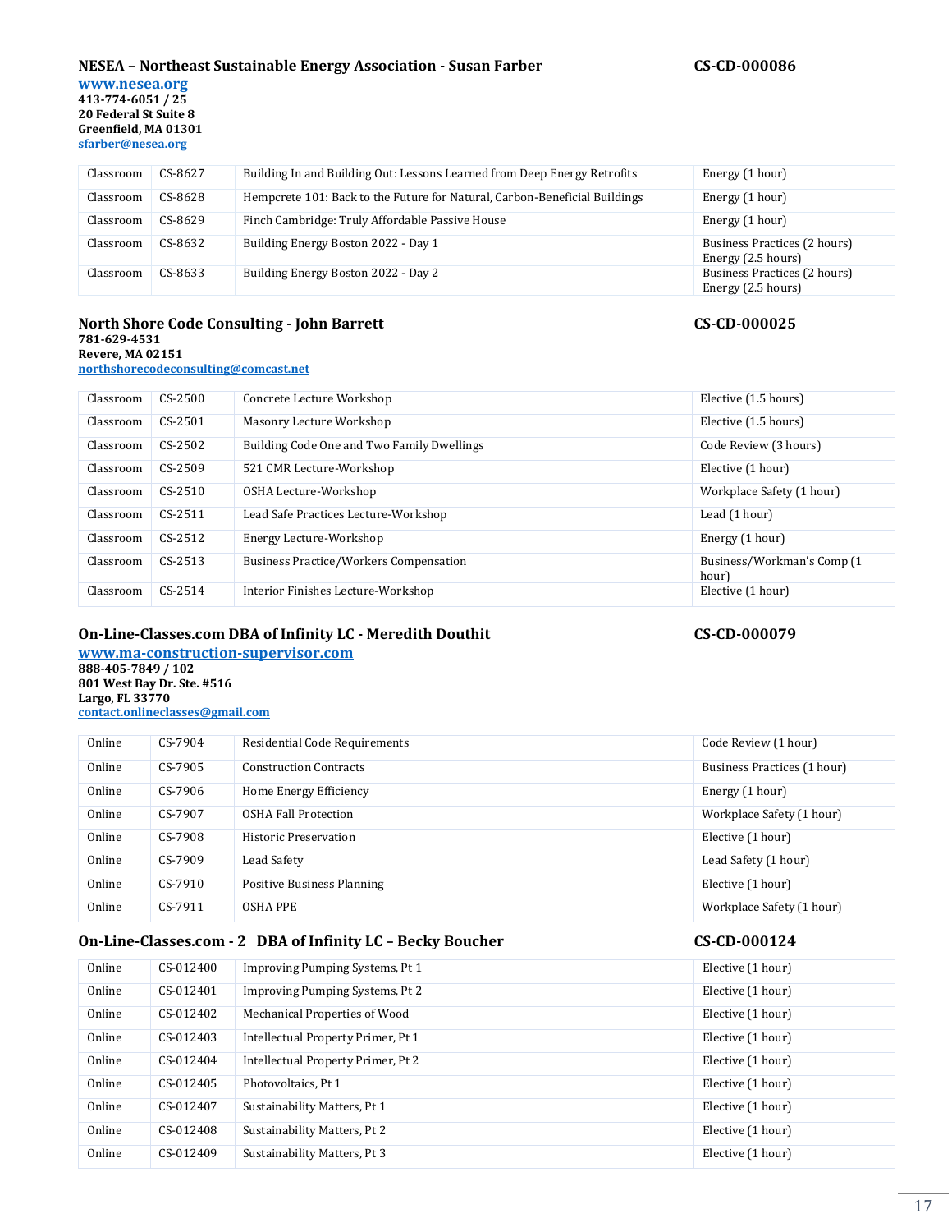**NESEA – Northeast Sustainable Energy Association - Susan Farber** **CS-CD-000086**

**www.nesea.org**
**413-774-6051 / 25**
**20 Federal St Suite 8**
**Greenfield, MA 01301**
**sfarber@nesea.org**

| | | | |
|---|---|---|---|
| Classroom | CS-8627 | Building In and Building Out: Lessons Learned from Deep Energy Retrofits | Energy (1 hour) |
| Classroom | CS-8628 | Hempcrete 101: Back to the Future for Natural, Carbon-Beneficial Buildings | Energy (1 hour) |
| Classroom | CS-8629 | Finch Cambridge: Truly Affordable Passive House | Energy (1 hour) |
| Classroom | CS-8632 | Building Energy Boston 2022 - Day 1 | Business Practices (2 hours) Energy (2.5 hours) |
| Classroom | CS-8633 | Building Energy Boston 2022 - Day 2 | Business Practices (2 hours) Energy (2.5 hours) |

**North Shore Code Consulting - John Barrett** **CS-CD-000025**

**781-629-4531**
**Revere, MA 02151**
**northshorecodeconsulting@comcast.net**

| | | | |
|---|---|---|---|
| Classroom | CS-2500 | Concrete Lecture Workshop | Elective (1.5 hours) |
| Classroom | CS-2501 | Masonry Lecture Workshop | Elective (1.5 hours) |
| Classroom | CS-2502 | Building Code One and Two Family Dwellings | Code Review (3 hours) |
| Classroom | CS-2509 | 521 CMR Lecture-Workshop | Elective (1 hour) |
| Classroom | CS-2510 | OSHA Lecture-Workshop | Workplace Safety (1 hour) |
| Classroom | CS-2511 | Lead Safe Practices Lecture-Workshop | Lead (1 hour) |
| Classroom | CS-2512 | Energy Lecture-Workshop | Energy (1 hour) |
| Classroom | CS-2513 | Business Practice/Workers Compensation | Business/Workman's Comp (1 hour) |
| Classroom | CS-2514 | Interior Finishes Lecture-Workshop | Elective (1 hour) |

**On-Line-Classes.com DBA of Infinity LC - Meredith Douthit** **CS-CD-000079**

**www.ma-construction-supervisor.com**
**888-405-7849 / 102**
**801 West Bay Dr. Ste. #516**
**Largo, FL 33770**
**contact.onlineclasses@gmail.com**

| | | | |
|---|---|---|---|
| Online | CS-7904 | Residential Code Requirements | Code Review (1 hour) |
| Online | CS-7905 | Construction Contracts | Business Practices (1 hour) |
| Online | CS-7906 | Home Energy Efficiency | Energy (1 hour) |
| Online | CS-7907 | OSHA Fall Protection | Workplace Safety (1 hour) |
| Online | CS-7908 | Historic Preservation | Elective (1 hour) |
| Online | CS-7909 | Lead Safety | Lead Safety (1 hour) |
| Online | CS-7910 | Positive Business Planning | Elective (1 hour) |
| Online | CS-7911 | OSHA PPE | Workplace Safety (1 hour) |

**On-Line-Classes.com - 2 DBA of Infinity LC – Becky Boucher** **CS-CD-000124**

| | | | |
|---|---|---|---|
| Online | CS-012400 | Improving Pumping Systems, Pt 1 | Elective (1 hour) |
| Online | CS-012401 | Improving Pumping Systems, Pt 2 | Elective (1 hour) |
| Online | CS-012402 | Mechanical Properties of Wood | Elective (1 hour) |
| Online | CS-012403 | Intellectual Property Primer, Pt 1 | Elective (1 hour) |
| Online | CS-012404 | Intellectual Property Primer, Pt 2 | Elective (1 hour) |
| Online | CS-012405 | Photovoltaics, Pt 1 | Elective (1 hour) |
| Online | CS-012407 | Sustainability Matters, Pt 1 | Elective (1 hour) |
| Online | CS-012408 | Sustainability Matters, Pt 2 | Elective (1 hour) |
| Online | CS-012409 | Sustainability Matters, Pt 3 | Elective (1 hour) |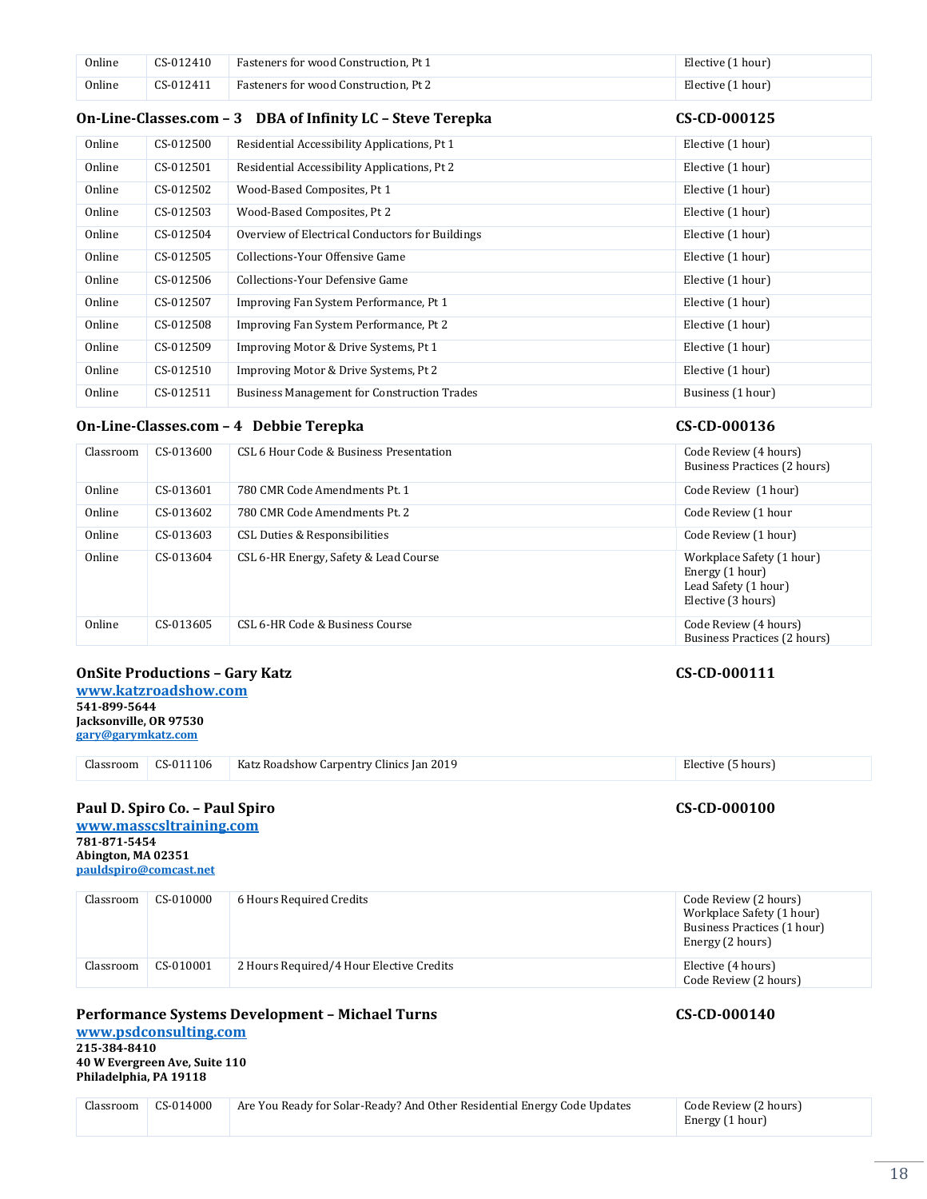| | | | |
|---|---|---|---|
| Online | CS-012410 | Fasteners for wood Construction, Pt 1 | Elective (1 hour) |
| Online | CS-012411 | Fasteners for wood Construction, Pt 2 | Elective (1 hour) |

**On-Line-Classes.com – 3 DBA of Infinity LC – Steve Terepka** **CS-CD-000125**

| | | | |
|---|---|---|---|
| Online | CS-012500 | Residential Accessibility Applications, Pt 1 | Elective (1 hour) |
| Online | CS-012501 | Residential Accessibility Applications, Pt 2 | Elective (1 hour) |
| Online | CS-012502 | Wood-Based Composites, Pt 1 | Elective (1 hour) |
| Online | CS-012503 | Wood-Based Composites, Pt 2 | Elective (1 hour) |
| Online | CS-012504 | Overview of Electrical Conductors for Buildings | Elective (1 hour) |
| Online | CS-012505 | Collections-Your Offensive Game | Elective (1 hour) |
| Online | CS-012506 | Collections-Your Defensive Game | Elective (1 hour) |
| Online | CS-012507 | Improving Fan System Performance, Pt 1 | Elective (1 hour) |
| Online | CS-012508 | Improving Fan System Performance, Pt 2 | Elective (1 hour) |
| Online | CS-012509 | Improving Motor & Drive Systems, Pt 1 | Elective (1 hour) |
| Online | CS-012510 | Improving Motor & Drive Systems, Pt 2 | Elective (1 hour) |
| Online | CS-012511 | Business Management for Construction Trades | Business (1 hour) |

**On-Line-Classes.com – 4 Debbie Terepka** **CS-CD-000136**

| | | | |
|---|---|---|---|
| Classroom | CS-013600 | CSL 6 Hour Code & Business Presentation | Code Review (4 hours)<br>Business Practices (2 hours) |
| Online | CS-013601 | 780 CMR Code Amendments Pt. 1 | Code Review (1 hour) |
| Online | CS-013602 | 780 CMR Code Amendments Pt. 2 | Code Review (1 hour |
| Online | CS-013603 | CSL Duties & Responsibilities | Code Review (1 hour) |
| Online | CS-013604 | CSL 6-HR Energy, Safety & Lead Course | Workplace Safety (1 hour)<br>Energy (1 hour)<br>Lead Safety (1 hour)<br>Elective (3 hours) |
| Online | CS-013605 | CSL 6-HR Code & Business Course | Code Review (4 hours)<br>Business Practices (2 hours) |

**OnSite Productions – Gary Katz** **CS-CD-000111**

**www.katzroadshow.com**
**541-899-5644**
**Jacksonville, OR 97530**
**gary@garymkatz.com**

| | | | |
|---|---|---|---|
| Classroom | CS-011106 | Katz Roadshow Carpentry Clinics Jan 2019 | Elective (5 hours) |

**Paul D. Spiro Co. – Paul Spiro** **CS-CD-000100**

**www.masscsltraining.com**
**781-871-5454**
**Abington, MA 02351**
**pauldspiro@comcast.net**

| | | | |
|---|---|---|---|
| Classroom | CS-010000 | 6 Hours Required Credits | Code Review (2 hours)<br>Workplace Safety (1 hour)<br>Business Practices (1 hour)<br>Energy (2 hours) |
| Classroom | CS-010001 | 2 Hours Required/4 Hour Elective Credits | Elective (4 hours)<br>Code Review (2 hours) |

**Performance Systems Development – Michael Turns** **CS-CD-000140**

**www.psdconsulting.com**
**215-384-8410**
**40 W Evergreen Ave, Suite 110**
**Philadelphia, PA 19118**

| | | | |
|---|---|---|---|
| Classroom | CS-014000 | Are You Ready for Solar-Ready? And Other Residential Energy Code Updates | Code Review (2 hours)<br>Energy (1 hour) |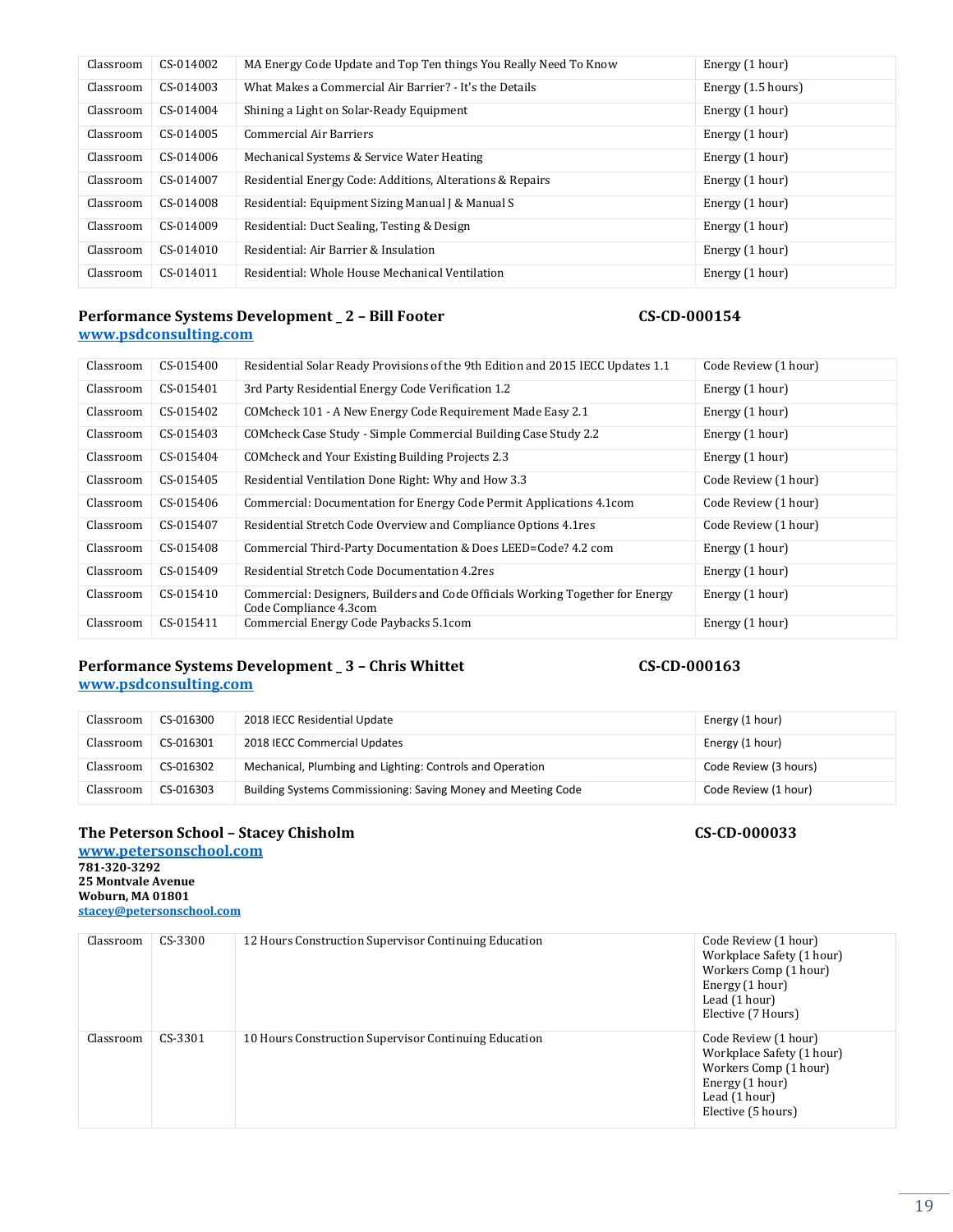| Classroom | CS-014002 | MA Energy Code Update and Top Ten things You Really Need To Know | Energy (1 hour) |
|---|---|---|---|
| Classroom | CS-014003 | What Makes a Commercial Air Barrier? - It's the Details | Energy (1.5 hours) |
| Classroom | CS-014004 | Shining a Light on Solar-Ready Equipment | Energy (1 hour) |
| Classroom | CS-014005 | Commercial Air Barriers | Energy (1 hour) |
| Classroom | CS-014006 | Mechanical Systems & Service Water Heating | Energy (1 hour) |
| Classroom | CS-014007 | Residential Energy Code: Additions, Alterations & Repairs | Energy (1 hour) |
| Classroom | CS-014008 | Residential: Equipment Sizing Manual J & Manual S | Energy (1 hour) |
| Classroom | CS-014009 | Residential: Duct Sealing, Testing & Design | Energy (1 hour) |
| Classroom | CS-014010 | Residential: Air Barrier & Insulation | Energy (1 hour) |
| Classroom | CS-014011 | Residential: Whole House Mechanical Ventilation | Energy (1 hour) |

**Performance Systems Development _ 2 – Bill Footer** **CS-CD-000154**
www.psdconsulting.com

| Classroom | CS-015400 | Residential Solar Ready Provisions of the 9th Edition and 2015 IECC Updates 1.1 | Code Review (1 hour) |
|---|---|---|---|
| Classroom | CS-015401 | 3rd Party Residential Energy Code Verification 1.2 | Energy (1 hour) |
| Classroom | CS-015402 | COMcheck 101 - A New Energy Code Requirement Made Easy 2.1 | Energy (1 hour) |
| Classroom | CS-015403 | COMcheck Case Study - Simple Commercial Building Case Study 2.2 | Energy (1 hour) |
| Classroom | CS-015404 | COMcheck and Your Existing Building Projects 2.3 | Energy (1 hour) |
| Classroom | CS-015405 | Residential Ventilation Done Right: Why and How 3.3 | Code Review (1 hour) |
| Classroom | CS-015406 | Commercial: Documentation for Energy Code Permit Applications 4.1com | Code Review (1 hour) |
| Classroom | CS-015407 | Residential Stretch Code Overview and Compliance Options 4.1res | Code Review (1 hour) |
| Classroom | CS-015408 | Commercial Third-Party Documentation & Does LEED=Code? 4.2 com | Energy (1 hour) |
| Classroom | CS-015409 | Residential Stretch Code Documentation 4.2res | Energy (1 hour) |
| Classroom | CS-015410 | Commercial: Designers, Builders and Code Officials Working Together for Energy Code Compliance 4.3com | Energy (1 hour) |
| Classroom | CS-015411 | Commercial Energy Code Paybacks 5.1com | Energy (1 hour) |

**Performance Systems Development _ 3 – Chris Whittet** **CS-CD-000163**
www.psdconsulting.com

| Classroom | CS-016300 | 2018 IECC Residential Update | Energy (1 hour) |
|---|---|---|---|
| Classroom | CS-016301 | 2018 IECC Commercial Updates | Energy (1 hour) |
| Classroom | CS-016302 | Mechanical, Plumbing and Lighting: Controls and Operation | Code Review (3 hours) |
| Classroom | CS-016303 | Building Systems Commissioning: Saving Money and Meeting Code | Code Review (1 hour) |

**The Peterson School – Stacey Chisholm** **CS-CD-000033**
www.petersonschool.com
**781-320-3292**
**25 Montvale Avenue**
**Woburn, MA 01801**
stacey@petersonschool.com

| Classroom | CS-3300 | 12 Hours Construction Supervisor Continuing Education | Code Review (1 hour)<br>Workplace Safety (1 hour)<br>Workers Comp (1 hour)<br>Energy (1 hour)<br>Lead (1 hour)<br>Elective (7 Hours) |
|---|---|---|---|
| Classroom | CS-3301 | 10 Hours Construction Supervisor Continuing Education | Code Review (1 hour)<br>Workplace Safety (1 hour)<br>Workers Comp (1 hour)<br>Energy (1 hour)<br>Lead (1 hour)<br>Elective (5 hours) |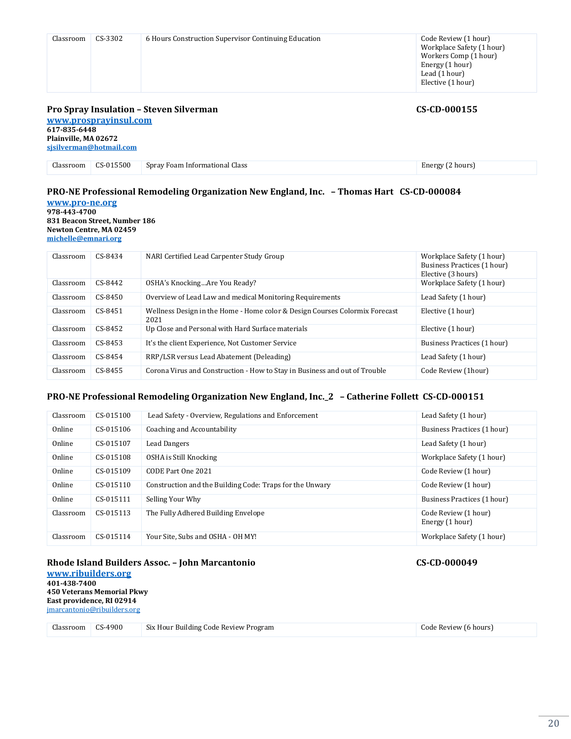| Classroom | CS-3302 | 6 Hours Construction Supervisor Continuing Education | Code Review (1 hour)<br>Workplace Safety (1 hour)<br>Workers Comp (1 hour)<br>Energy (1 hour)<br>Lead (1 hour)<br>Elective (1 hour) |
|---|---|---|---|

### Pro Spray Insulation – Steven Silverman CS-CD-000155

**www.prosprayinsul.com**
**617-835-6448**
**Plainville, MA 02672**
**sjsilverman@hotmail.com**

| Classroom | CS-015500 | Spray Foam Informational Class | Energy (2 hours) |
|---|---|---|---|

### PRO-NE Professional Remodeling Organization New England, Inc. – Thomas Hart CS-CD-000084

**www.pro-ne.org**
**978-443-4700**
**831 Beacon Street, Number 186**
**Newton Centre, MA 02459**
**michelle@emnari.org**

| Classroom | CS-8434 | NARI Certified Lead Carpenter Study Group | Workplace Safety (1 hour)<br>Business Practices (1 hour)<br>Elective (3 hours) |
|---|---|---|---|
| Classroom | CS-8442 | OSHA's Knocking…Are You Ready? | Workplace Safety (1 hour) |
| Classroom | CS-8450 | Overview of Lead Law and medical Monitoring Requirements | Lead Safety (1 hour) |
| Classroom | CS-8451 | Wellness Design in the Home - Home color & Design Courses Colormix Forecast 2021 | Elective (1 hour) |
| Classroom | CS-8452 | Up Close and Personal with Hard Surface materials | Elective (1 hour) |
| Classroom | CS-8453 | It's the client Experience, Not Customer Service | Business Practices (1 hour) |
| Classroom | CS-8454 | RRP/LSR versus Lead Abatement (Deleading) | Lead Safety (1 hour) |
| Classroom | CS-8455 | Corona Virus and Construction - How to Stay in Business and out of Trouble | Code Review (1hour) |

### PRO-NE Professional Remodeling Organization New England, Inc._2 – Catherine Follett CS-CD-000151

| Classroom | CS-015100 | Lead Safety - Overview, Regulations and Enforcement | Lead Safety (1 hour) |
|---|---|---|---|
| Online | CS-015106 | Coaching and Accountability | Business Practices (1 hour) |
| Online | CS-015107 | Lead Dangers | Lead Safety (1 hour) |
| Online | CS-015108 | OSHA is Still Knocking | Workplace Safety (1 hour) |
| Online | CS-015109 | CODE Part One 2021 | Code Review (1 hour) |
| Online | CS-015110 | Construction and the Building Code: Traps for the Unwary | Code Review (1 hour) |
| Online | CS-015111 | Selling Your Why | Business Practices (1 hour) |
| Classroom | CS-015113 | The Fully Adhered Building Envelope | Code Review (1 hour)<br>Energy (1 hour) |
| Classroom | CS-015114 | Your Site, Subs and OSHA - OH MY! | Workplace Safety (1 hour) |

### Rhode Island Builders Assoc. – John Marcantonio CS-CD-000049

**www.ribuilders.org**
**401-438-7400**
**450 Veterans Memorial Pkwy**
**East providence, RI 02914**
jmarcantonio@ribuilders.org

| Classroom | CS-4900 | Six Hour Building Code Review Program | Code Review (6 hours) |
|---|---|---|---|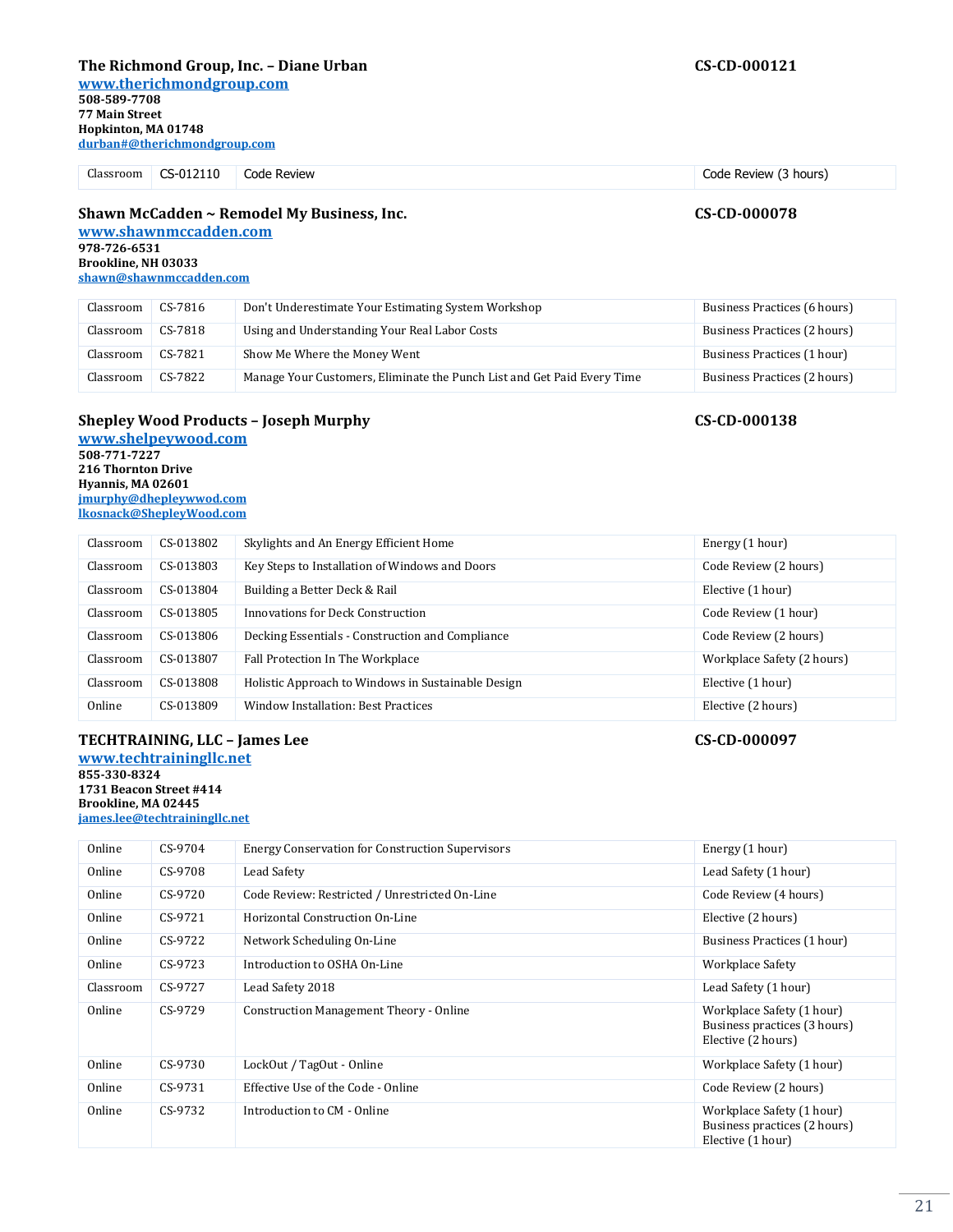**The Richmond Group, Inc. – Diane Urban** **CS-CD-000121**

**[www.therichmondgroup.com](www.therichmondgroup.com)**
**508-589-7708**
**77 Main Street**
**Hopkinton, MA 01748**
**durban#@therichmondgroup.com**

| | | | |
|---|---|---|---|
| Classroom | CS-012110 | Code Review | Code Review (3 hours) |

**Shawn McCadden ~ Remodel My Business, Inc.** **CS-CD-000078**

**[www.shawnmccadden.com](www.shawnmccadden.com)**
**978-726-6531**
**Brookline, NH 03033**
**shawn@shawnmccadden.com**

| | | | |
|---|---|---|---|
| Classroom | CS-7816 | Don't Underestimate Your Estimating System Workshop | Business Practices (6 hours) |
| Classroom | CS-7818 | Using and Understanding Your Real Labor Costs | Business Practices (2 hours) |
| Classroom | CS-7821 | Show Me Where the Money Went | Business Practices (1 hour) |
| Classroom | CS-7822 | Manage Your Customers, Eliminate the Punch List and Get Paid Every Time | Business Practices (2 hours) |

**Shepley Wood Products – Joseph Murphy** **CS-CD-000138**

**[www.shelpeywood.com](www.shelpeywood.com)**
**508-771-7227**
**216 Thornton Drive**
**Hyannis, MA 02601**
**jmurphy@dhepleywwod.com**
**lkosnack@ShepleyWood.com**

| | | | |
|---|---|---|---|
| Classroom | CS-013802 | Skylights and An Energy Efficient Home | Energy (1 hour) |
| Classroom | CS-013803 | Key Steps to Installation of Windows and Doors | Code Review (2 hours) |
| Classroom | CS-013804 | Building a Better Deck & Rail | Elective (1 hour) |
| Classroom | CS-013805 | Innovations for Deck Construction | Code Review (1 hour) |
| Classroom | CS-013806 | Decking Essentials - Construction and Compliance | Code Review (2 hours) |
| Classroom | CS-013807 | Fall Protection In The Workplace | Workplace Safety (2 hours) |
| Classroom | CS-013808 | Holistic Approach to Windows in Sustainable Design | Elective (1 hour) |
| Online | CS-013809 | Window Installation: Best Practices | Elective (2 hours) |

**TECHTRAINING, LLC – James Lee** **CS-CD-000097**

**[www.techtrainingllc.net](www.techtrainingllc.net)**
**855-330-8324**
**1731 Beacon Street #414**
**Brookline, MA 02445**
**james.lee@techtrainingllc.net**

| | | | |
|---|---|---|---|
| Online | CS-9704 | Energy Conservation for Construction Supervisors | Energy (1 hour) |
| Online | CS-9708 | Lead Safety | Lead Safety (1 hour) |
| Online | CS-9720 | Code Review: Restricted / Unrestricted On-Line | Code Review (4 hours) |
| Online | CS-9721 | Horizontal Construction On-Line | Elective (2 hours) |
| Online | CS-9722 | Network Scheduling On-Line | Business Practices (1 hour) |
| Online | CS-9723 | Introduction to OSHA On-Line | Workplace Safety |
| Classroom | CS-9727 | Lead Safety 2018 | Lead Safety (1 hour) |
| Online | CS-9729 | Construction Management Theory - Online | Workplace Safety (1 hour)<br>Business practices (3 hours)<br>Elective (2 hours) |
| Online | CS-9730 | LockOut / TagOut - Online | Workplace Safety (1 hour) |
| Online | CS-9731 | Effective Use of the Code - Online | Code Review (2 hours) |
| Online | CS-9732 | Introduction to CM - Online | Workplace Safety (1 hour)<br>Business practices (2 hours)<br>Elective (1 hour) |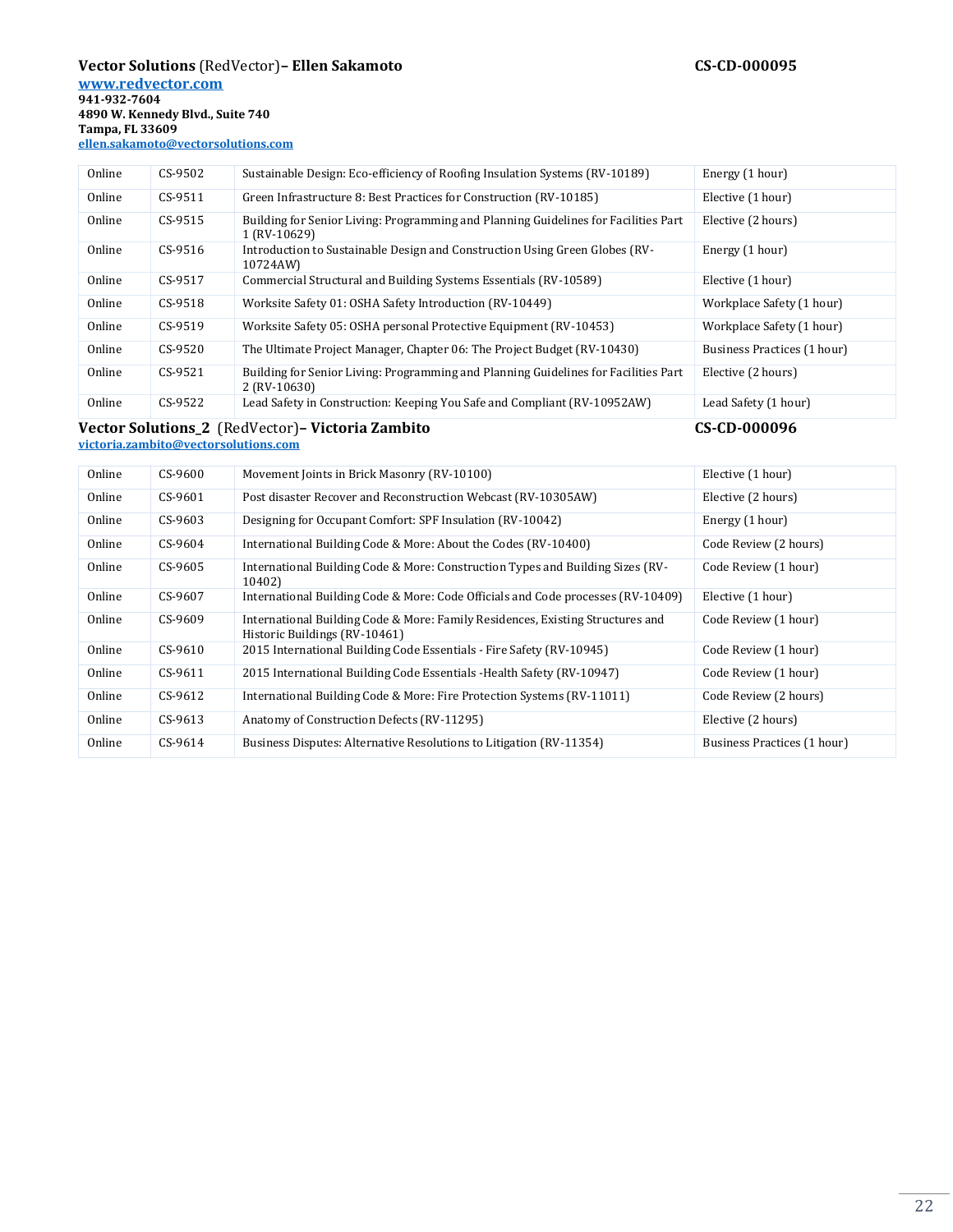**Vector Solutions** (RedVector)**– Ellen Sakamoto** **CS-CD-000095**

**www.redvector.com**
**941-932-7604**
**4890 W. Kennedy Blvd., Suite 740**
**Tampa, FL 33609**
**ellen.sakamoto@vectorsolutions.com**

| | | | |
|---|---|---|---|
| Online | CS-9502 | Sustainable Design: Eco-efficiency of Roofing Insulation Systems (RV-10189) | Energy (1 hour) |
| Online | CS-9511 | Green Infrastructure 8: Best Practices for Construction (RV-10185) | Elective (1 hour) |
| Online | CS-9515 | Building for Senior Living: Programming and Planning Guidelines for Facilities Part 1 (RV-10629) | Elective (2 hours) |
| Online | CS-9516 | Introduction to Sustainable Design and Construction Using Green Globes (RV-10724AW) | Energy (1 hour) |
| Online | CS-9517 | Commercial Structural and Building Systems Essentials (RV-10589) | Elective (1 hour) |
| Online | CS-9518 | Worksite Safety 01: OSHA Safety Introduction (RV-10449) | Workplace Safety (1 hour) |
| Online | CS-9519 | Worksite Safety 05: OSHA personal Protective Equipment (RV-10453) | Workplace Safety (1 hour) |
| Online | CS-9520 | The Ultimate Project Manager, Chapter 06: The Project Budget (RV-10430) | Business Practices (1 hour) |
| Online | CS-9521 | Building for Senior Living: Programming and Planning Guidelines for Facilities Part 2 (RV-10630) | Elective (2 hours) |
| Online | CS-9522 | Lead Safety in Construction: Keeping You Safe and Compliant (RV-10952AW) | Lead Safety (1 hour) |

**Vector Solutions_2** (RedVector)**– Victoria Zambito** **CS-CD-000096**

**victoria.zambito@vectorsolutions.com**

| | | | |
|---|---|---|---|
| Online | CS-9600 | Movement Joints in Brick Masonry (RV-10100) | Elective (1 hour) |
| Online | CS-9601 | Post disaster Recover and Reconstruction Webcast (RV-10305AW) | Elective (2 hours) |
| Online | CS-9603 | Designing for Occupant Comfort: SPF Insulation (RV-10042) | Energy (1 hour) |
| Online | CS-9604 | International Building Code & More: About the Codes (RV-10400) | Code Review (2 hours) |
| Online | CS-9605 | International Building Code & More: Construction Types and Building Sizes (RV-10402) | Code Review (1 hour) |
| Online | CS-9607 | International Building Code & More: Code Officials and Code processes (RV-10409) | Elective (1 hour) |
| Online | CS-9609 | International Building Code & More: Family Residences, Existing Structures and Historic Buildings (RV-10461) | Code Review (1 hour) |
| Online | CS-9610 | 2015 International Building Code Essentials - Fire Safety (RV-10945) | Code Review (1 hour) |
| Online | CS-9611 | 2015 International Building Code Essentials -Health Safety (RV-10947) | Code Review (1 hour) |
| Online | CS-9612 | International Building Code & More: Fire Protection Systems (RV-11011) | Code Review (2 hours) |
| Online | CS-9613 | Anatomy of Construction Defects (RV-11295) | Elective (2 hours) |
| Online | CS-9614 | Business Disputes: Alternative Resolutions to Litigation (RV-11354) | Business Practices (1 hour) |